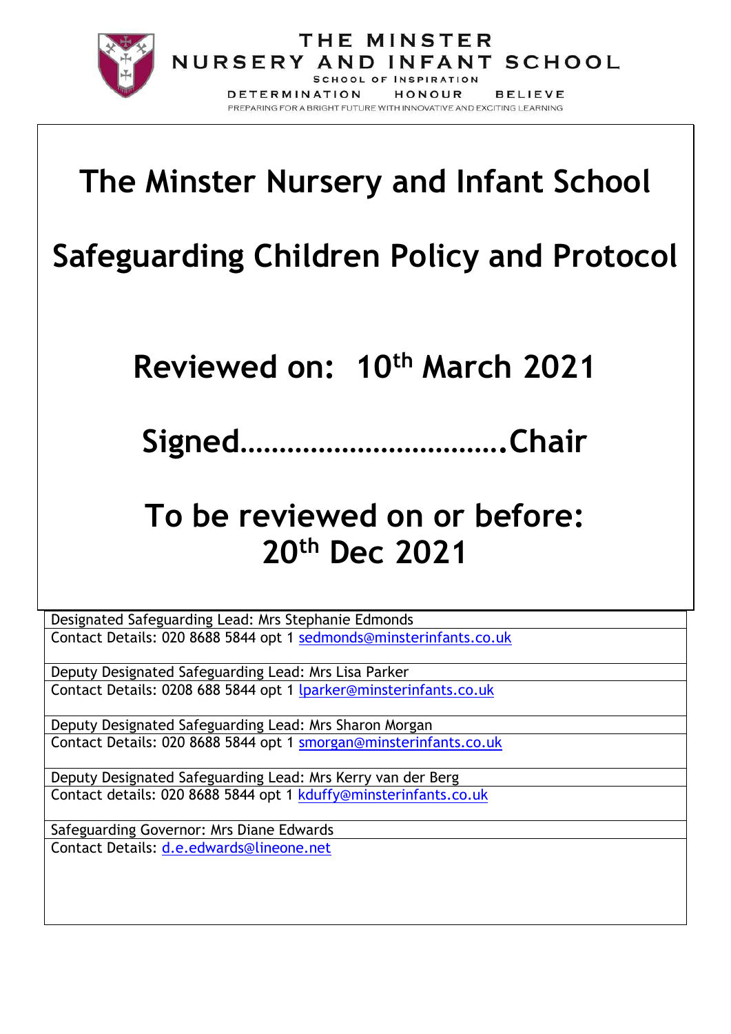THE MINSTER
NURSERY AND INFANT SCHOOL
SCHOOL OF INSPIRATION
DETERMINATION HONOUR BELIEVE
PREPARING FOR A BRIGHT FUTURE WITH INNOVATIVE AND EXCITING LEARNING

# The Minster Nursery and Infant School

# Safeguarding Children Policy and Protocol

## Reviewed on: 10th March 2021

## Signed…………………………….Chair

## To be reviewed on or before: 20th Dec 2021

| |
|---|
| Designated Safeguarding Lead: Mrs Stephanie Edmonds |
| Contact Details: 020 8688 5844 opt 1 sedmonds@minsterinfants.co.uk |
| Deputy Designated Safeguarding Lead: Mrs Lisa Parker |
| Contact Details: 0208 688 5844 opt 1 lparker@minsterinfants.co.uk |
| Deputy Designated Safeguarding Lead: Mrs Sharon Morgan |
| Contact Details: 020 8688 5844 opt 1 smorgan@minsterinfants.co.uk |
| Deputy Designated Safeguarding Lead: Mrs Kerry van der Berg |
| Contact details: 020 8688 5844 opt 1 kduffy@minsterinfants.co.uk |
| Safeguarding Governor: Mrs Diane Edwards |
| Contact Details: d.e.edwards@lineone.net |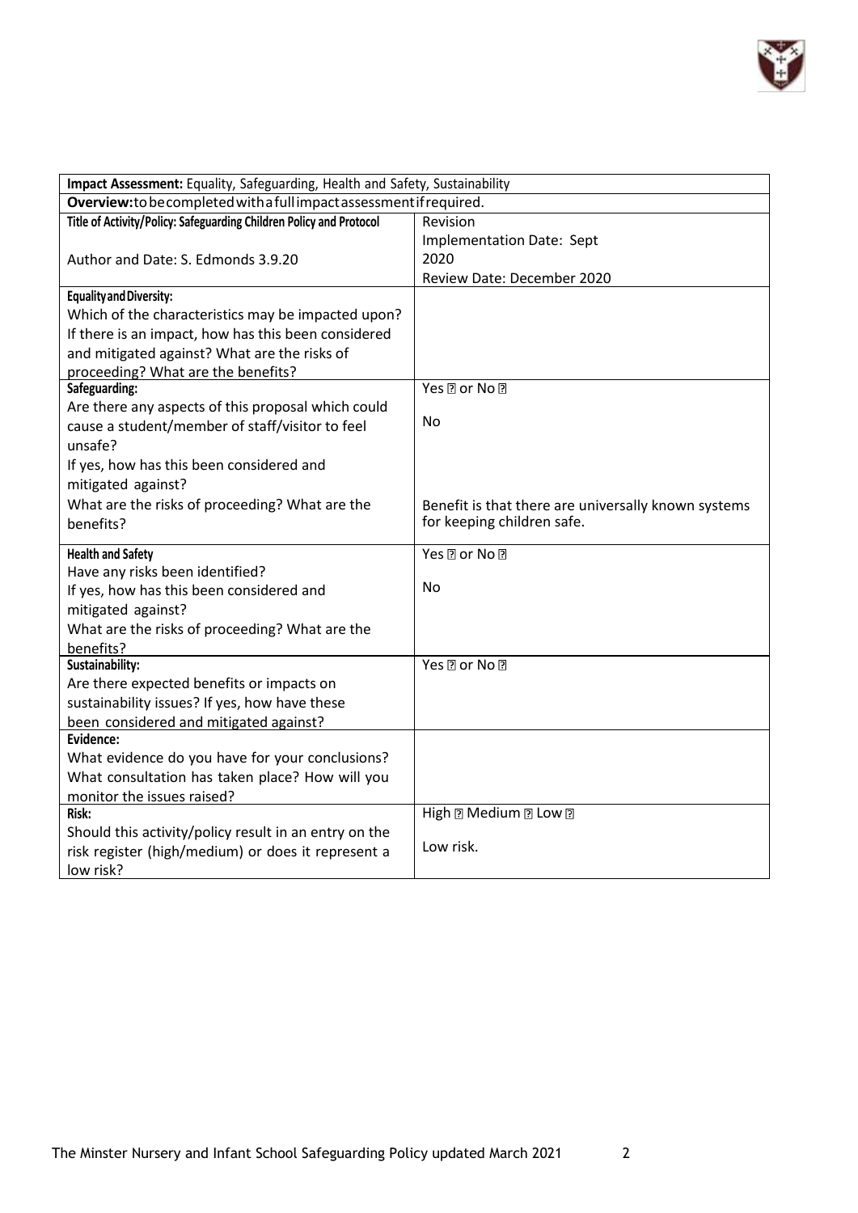| **Impact Assessment:** Equality, Safeguarding, Health and Safety, Sustainability | |
|---|---|
| **Overview:** to be completed with a full impact assessment if required. | |
| **Title of Activity/Policy: Safeguarding Children Policy and Protocol**<br><br>Author and Date: S. Edmonds 3.9.20 | Revision<br>Implementation Date: Sept 2020<br>Review Date: December 2020 |
| **Equality and Diversity:**<br>Which of the characteristics may be impacted upon? If there is an impact, how has this been considered and mitigated against? What are the risks of proceeding? What are the benefits? | |
| **Safeguarding:**<br>Are there any aspects of this proposal which could cause a student/member of staff/visitor to feel unsafe?<br>If yes, how has this been considered and mitigated against?<br>What are the risks of proceeding? What are the benefits? | Yes ☐ or No ☐<br><br>No<br><br>Benefit is that there are universally known systems for keeping children safe. |
| **Health and Safety**<br>Have any risks been identified?<br>If yes, how has this been considered and mitigated against?<br>What are the risks of proceeding? What are the benefits? | Yes ☐ or No ☐<br><br>No |
| **Sustainability:**<br>Are there expected benefits or impacts on sustainability issues? If yes, how have these been considered and mitigated against? | Yes ☐ or No ☐ |
| **Evidence:**<br>What evidence do you have for your conclusions? What consultation has taken place? How will you monitor the issues raised? | |
| **Risk:**<br>Should this activity/policy result in an entry on the risk register (high/medium) or does it represent a low risk? | High ☐ Medium ☐ Low ☐<br><br>Low risk. |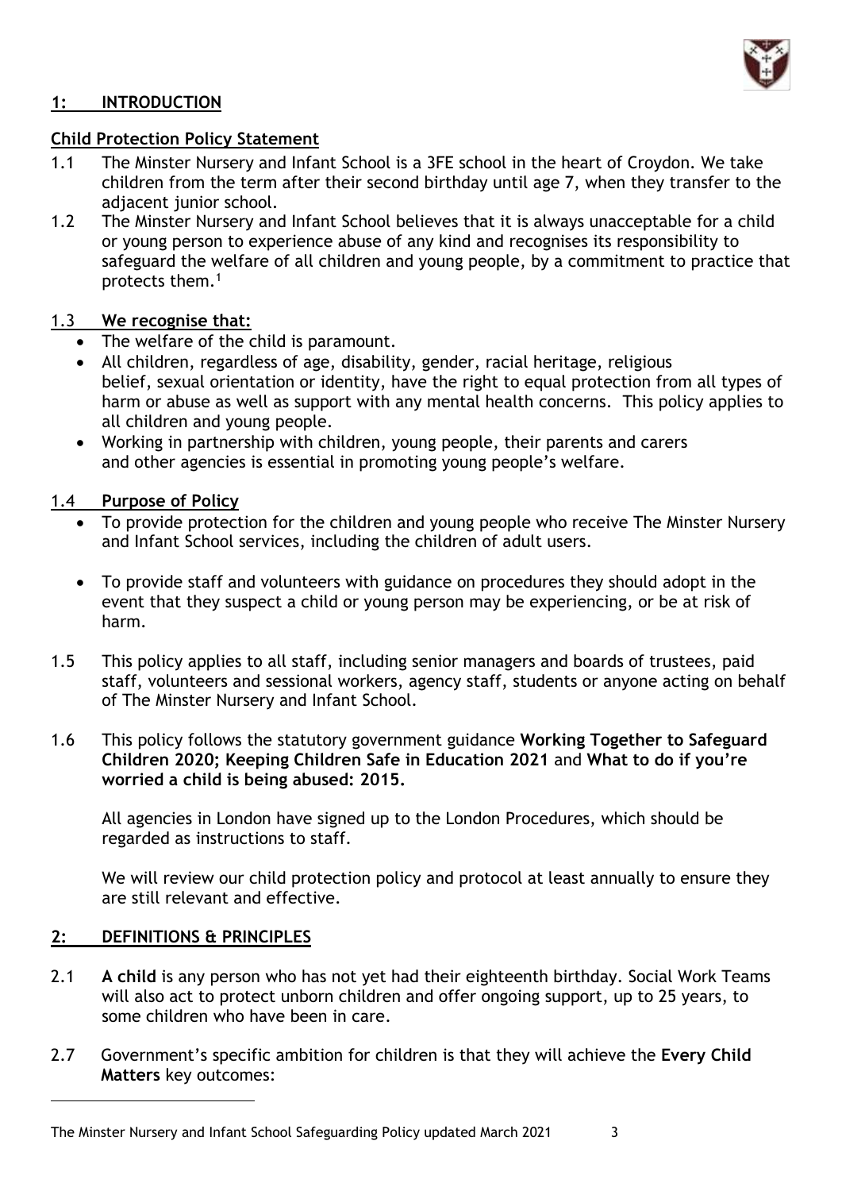## 1: INTRODUCTION

### Child Protection Policy Statement

1.1 The Minster Nursery and Infant School is a 3FE school in the heart of Croydon. We take children from the term after their second birthday until age 7, when they transfer to the adjacent junior school.

1.2 The Minster Nursery and Infant School believes that it is always unacceptable for a child or young person to experience abuse of any kind and recognises its responsibility to safeguard the welfare of all children and young people, by a commitment to practice that protects them.[1]

### 1.3 We recognise that:

- The welfare of the child is paramount.
- All children, regardless of age, disability, gender, racial heritage, religious belief, sexual orientation or identity, have the right to equal protection from all types of harm or abuse as well as support with any mental health concerns. This policy applies to all children and young people.
- Working in partnership with children, young people, their parents and carers and other agencies is essential in promoting young people's welfare.

### 1.4 Purpose of Policy

- To provide protection for the children and young people who receive The Minster Nursery and Infant School services, including the children of adult users.

- To provide staff and volunteers with guidance on procedures they should adopt in the event that they suspect a child or young person may be experiencing, or be at risk of harm.

1.5 This policy applies to all staff, including senior managers and boards of trustees, paid staff, volunteers and sessional workers, agency staff, students or anyone acting on behalf of The Minster Nursery and Infant School.

1.6 This policy follows the statutory government guidance **Working Together to Safeguard Children 2020; Keeping Children Safe in Education 2021** and **What to do if you're worried a child is being abused: 2015.**

All agencies in London have signed up to the London Procedures, which should be regarded as instructions to staff.

We will review our child protection policy and protocol at least annually to ensure they are still relevant and effective.

## 2: DEFINITIONS & PRINCIPLES

2.1 **A child** is any person who has not yet had their eighteenth birthday. Social Work Teams will also act to protect unborn children and offer ongoing support, up to 25 years, to some children who have been in care.

2.7 Government's specific ambition for children is that they will achieve the **Every Child Matters** key outcomes: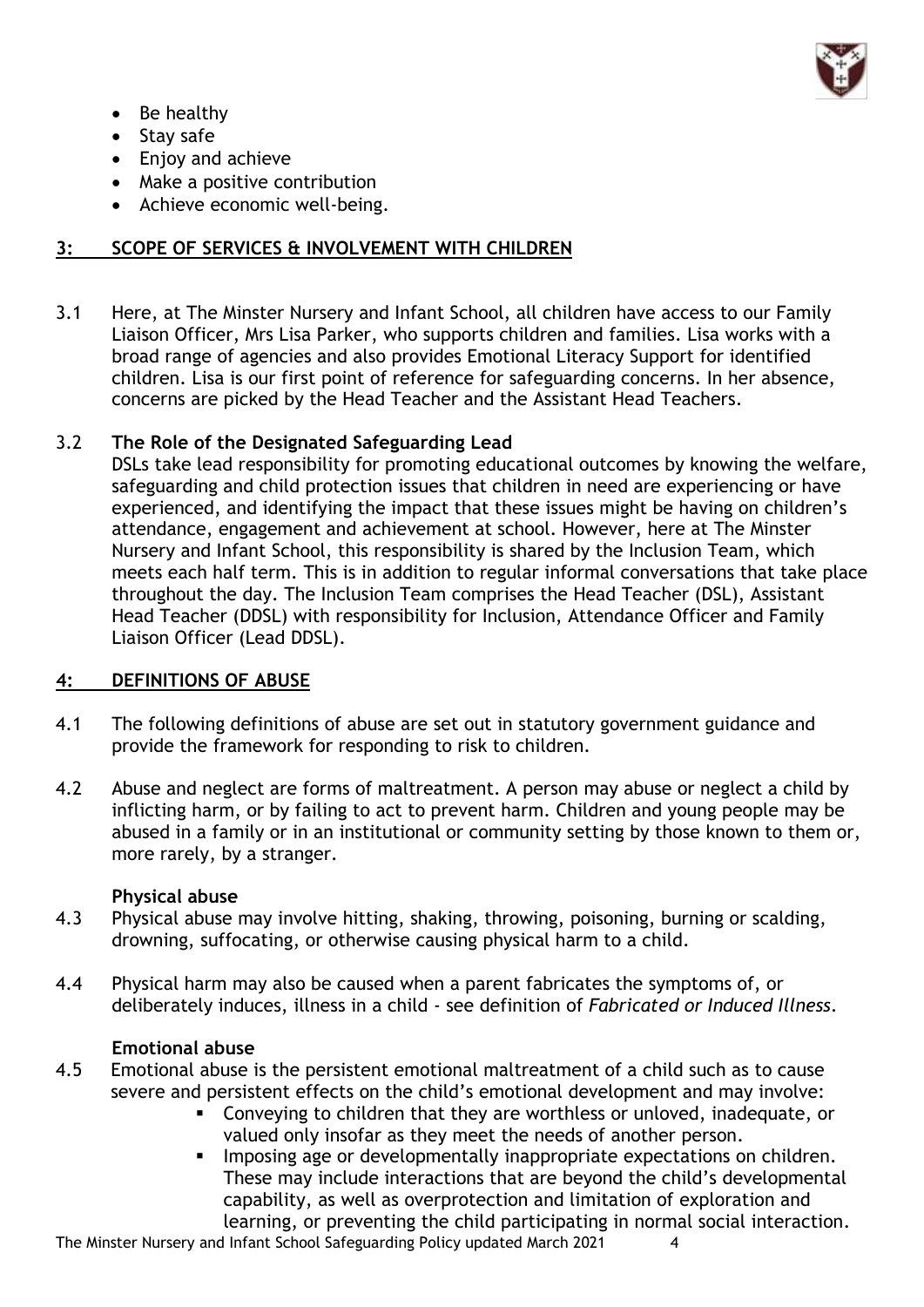- Be healthy
- Stay safe
- Enjoy and achieve
- Make a positive contribution
- Achieve economic well-being.

## 3: SCOPE OF SERVICES & INVOLVEMENT WITH CHILDREN

3.1 Here, at The Minster Nursery and Infant School, all children have access to our Family Liaison Officer, Mrs Lisa Parker, who supports children and families. Lisa works with a broad range of agencies and also provides Emotional Literacy Support for identified children. Lisa is our first point of reference for safeguarding concerns. In her absence, concerns are picked by the Head Teacher and the Assistant Head Teachers.

3.2 **The Role of the Designated Safeguarding Lead**

DSLs take lead responsibility for promoting educational outcomes by knowing the welfare, safeguarding and child protection issues that children in need are experiencing or have experienced, and identifying the impact that these issues might be having on children's attendance, engagement and achievement at school. However, here at The Minster Nursery and Infant School, this responsibility is shared by the Inclusion Team, which meets each half term. This is in addition to regular informal conversations that take place throughout the day. The Inclusion Team comprises the Head Teacher (DSL), Assistant Head Teacher (DDSL) with responsibility for Inclusion, Attendance Officer and Family Liaison Officer (Lead DDSL).

## 4: DEFINITIONS OF ABUSE

4.1 The following definitions of abuse are set out in statutory government guidance and provide the framework for responding to risk to children.

4.2 Abuse and neglect are forms of maltreatment. A person may abuse or neglect a child by inflicting harm, or by failing to act to prevent harm. Children and young people may be abused in a family or in an institutional or community setting by those known to them or, more rarely, by a stranger.

**Physical abuse**

4.3 Physical abuse may involve hitting, shaking, throwing, poisoning, burning or scalding, drowning, suffocating, or otherwise causing physical harm to a child.

4.4 Physical harm may also be caused when a parent fabricates the symptoms of, or deliberately induces, illness in a child - see definition of *Fabricated or Induced Illness*.

**Emotional abuse**

4.5 Emotional abuse is the persistent emotional maltreatment of a child such as to cause severe and persistent effects on the child's emotional development and may involve:

- Conveying to children that they are worthless or unloved, inadequate, or valued only insofar as they meet the needs of another person.
- Imposing age or developmentally inappropriate expectations on children. These may include interactions that are beyond the child's developmental capability, as well as overprotection and limitation of exploration and learning, or preventing the child participating in normal social interaction.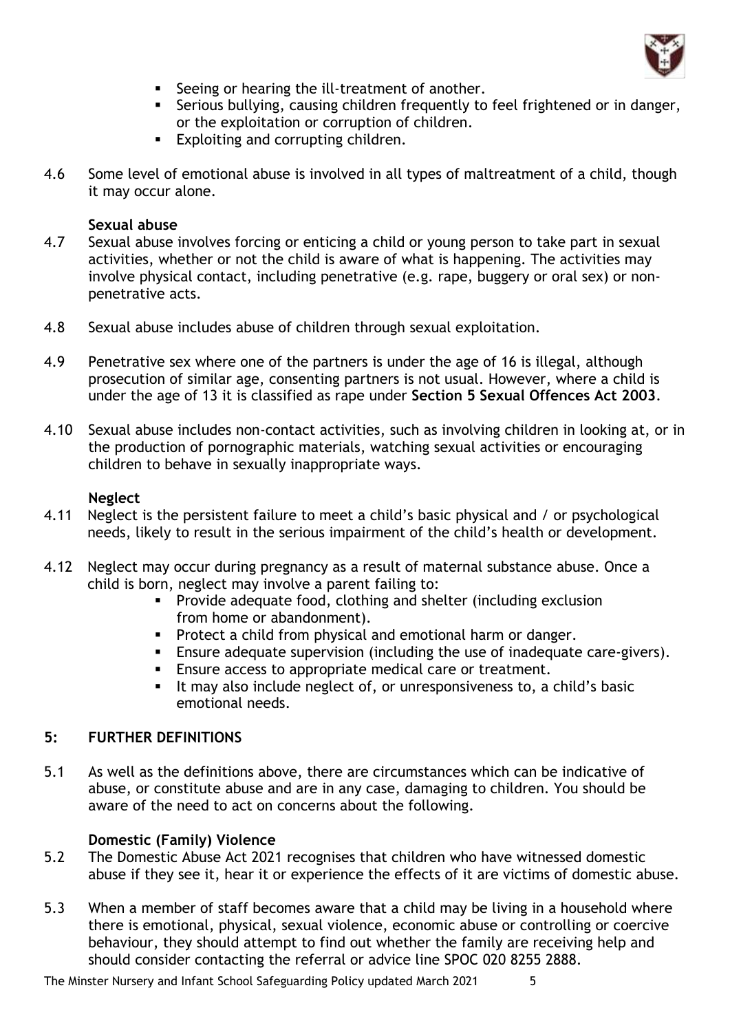- Seeing or hearing the ill-treatment of another.
- Serious bullying, causing children frequently to feel frightened or in danger, or the exploitation or corruption of children.
- Exploiting and corrupting children.

4.6 Some level of emotional abuse is involved in all types of maltreatment of a child, though it may occur alone.

**Sexual abuse**

4.7 Sexual abuse involves forcing or enticing a child or young person to take part in sexual activities, whether or not the child is aware of what is happening. The activities may involve physical contact, including penetrative (e.g. rape, buggery or oral sex) or non-penetrative acts.

4.8 Sexual abuse includes abuse of children through sexual exploitation.

4.9 Penetrative sex where one of the partners is under the age of 16 is illegal, although prosecution of similar age, consenting partners is not usual. However, where a child is under the age of 13 it is classified as rape under **Section 5 Sexual Offences Act 2003**.

4.10 Sexual abuse includes non-contact activities, such as involving children in looking at, or in the production of pornographic materials, watching sexual activities or encouraging children to behave in sexually inappropriate ways.

**Neglect**

4.11 Neglect is the persistent failure to meet a child's basic physical and / or psychological needs, likely to result in the serious impairment of the child's health or development.

4.12 Neglect may occur during pregnancy as a result of maternal substance abuse. Once a child is born, neglect may involve a parent failing to:

- Provide adequate food, clothing and shelter (including exclusion from home or abandonment).
- Protect a child from physical and emotional harm or danger.
- Ensure adequate supervision (including the use of inadequate care-givers).
- Ensure access to appropriate medical care or treatment.
- It may also include neglect of, or unresponsiveness to, a child's basic emotional needs.

## 5: FURTHER DEFINITIONS

5.1 As well as the definitions above, there are circumstances which can be indicative of abuse, or constitute abuse and are in any case, damaging to children. You should be aware of the need to act on concerns about the following.

**Domestic (Family) Violence**

5.2 The Domestic Abuse Act 2021 recognises that children who have witnessed domestic abuse if they see it, hear it or experience the effects of it are victims of domestic abuse.

5.3 When a member of staff becomes aware that a child may be living in a household where there is emotional, physical, sexual violence, economic abuse or controlling or coercive behaviour, they should attempt to find out whether the family are receiving help and should consider contacting the referral or advice line SPOC 020 8255 2888.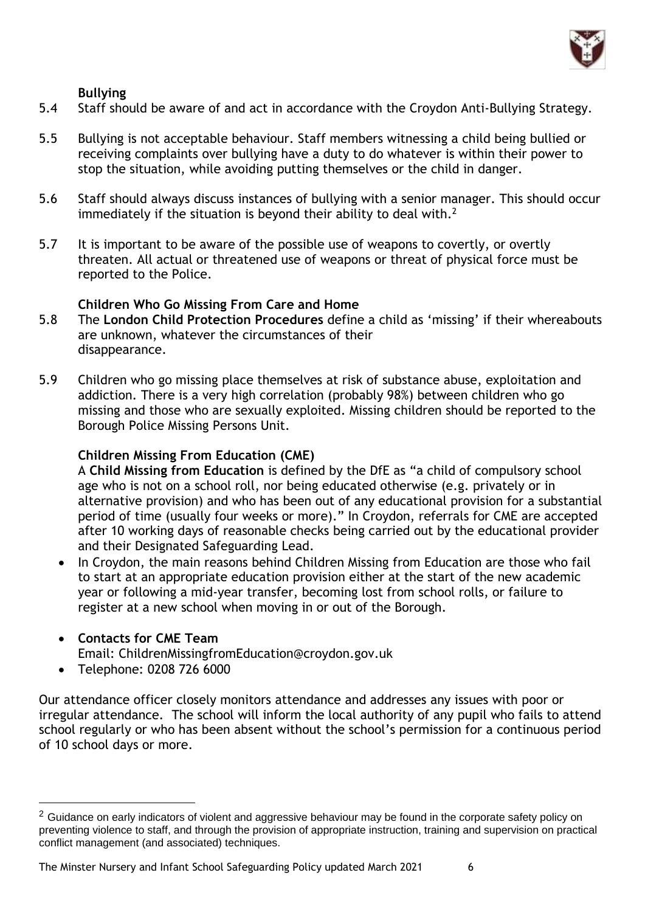### Bullying

5.4 Staff should be aware of and act in accordance with the Croydon Anti-Bullying Strategy.

5.5 Bullying is not acceptable behaviour. Staff members witnessing a child being bullied or receiving complaints over bullying have a duty to do whatever is within their power to stop the situation, while avoiding putting themselves or the child in danger.

5.6 Staff should always discuss instances of bullying with a senior manager. This should occur immediately if the situation is beyond their ability to deal with.[2]

5.7 It is important to be aware of the possible use of weapons to covertly, or overtly threaten. All actual or threatened use of weapons or threat of physical force must be reported to the Police.

### Children Who Go Missing From Care and Home

5.8 The **London Child Protection Procedures** define a child as 'missing' if their whereabouts are unknown, whatever the circumstances of their disappearance.

5.9 Children who go missing place themselves at risk of substance abuse, exploitation and addiction. There is a very high correlation (probably 98%) between children who go missing and those who are sexually exploited. Missing children should be reported to the Borough Police Missing Persons Unit.

### Children Missing From Education (CME)

A **Child Missing from Education** is defined by the DfE as "a child of compulsory school age who is not on a school roll, nor being educated otherwise (e.g. privately or in alternative provision) and who has been out of any educational provision for a substantial period of time (usually four weeks or more)." In Croydon, referrals for CME are accepted after 10 working days of reasonable checks being carried out by the educational provider and their Designated Safeguarding Lead.

- In Croydon, the main reasons behind Children Missing from Education are those who fail to start at an appropriate education provision either at the start of the new academic year or following a mid-year transfer, becoming lost from school rolls, or failure to register at a new school when moving in or out of the Borough.
- **Contacts for CME Team**
  Email: ChildrenMissingfromEducation@croydon.gov.uk
- Telephone: 0208 726 6000

Our attendance officer closely monitors attendance and addresses any issues with poor or irregular attendance. The school will inform the local authority of any pupil who fails to attend school regularly or who has been absent without the school's permission for a continuous period of 10 school days or more.

---

[2] Guidance on early indicators of violent and aggressive behaviour may be found in the corporate safety policy on preventing violence to staff, and through the provision of appropriate instruction, training and supervision on practical conflict management (and associated) techniques.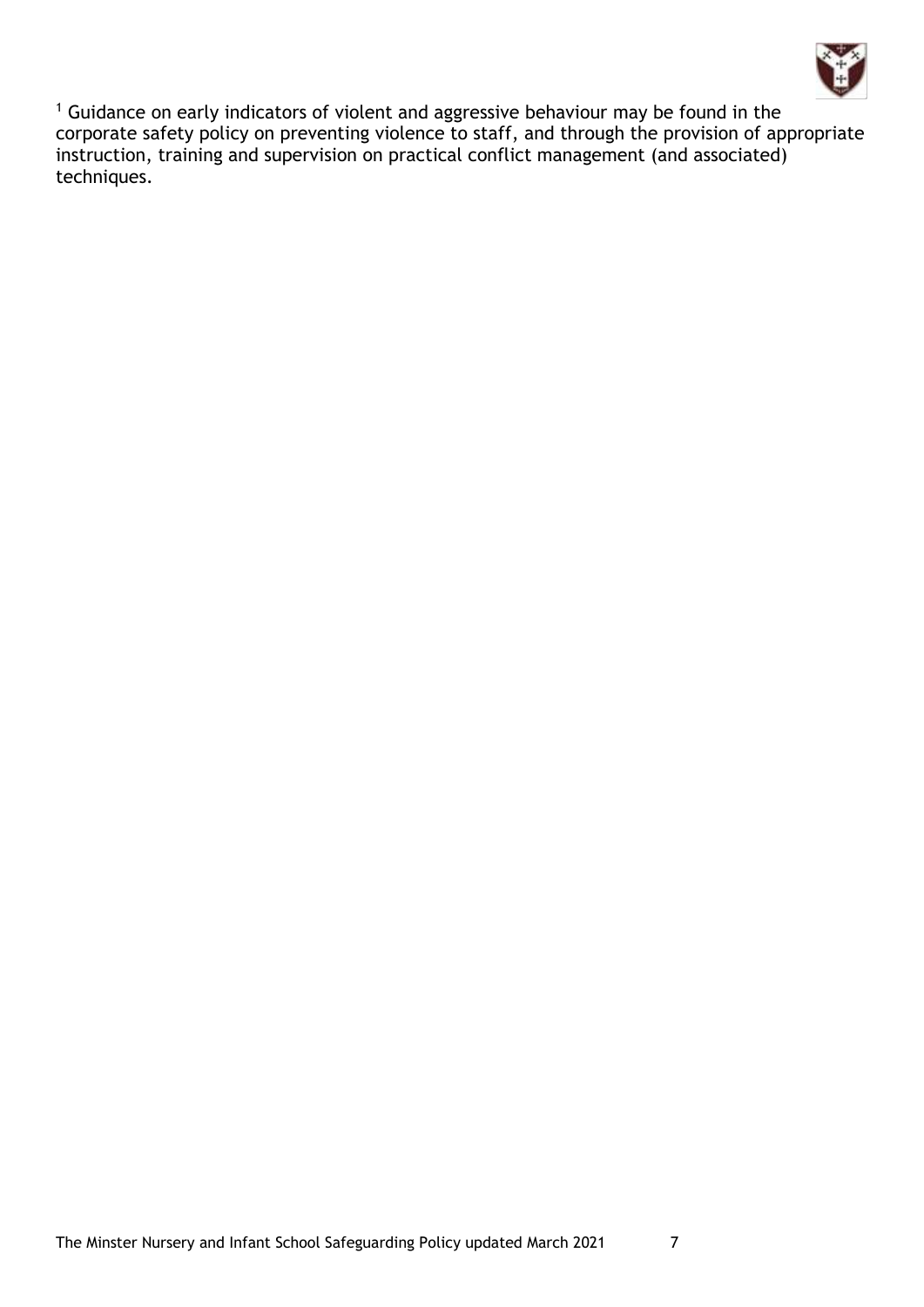[1] Guidance on early indicators of violent and aggressive behaviour may be found in the corporate safety policy on preventing violence to staff, and through the provision of appropriate instruction, training and supervision on practical conflict management (and associated) techniques.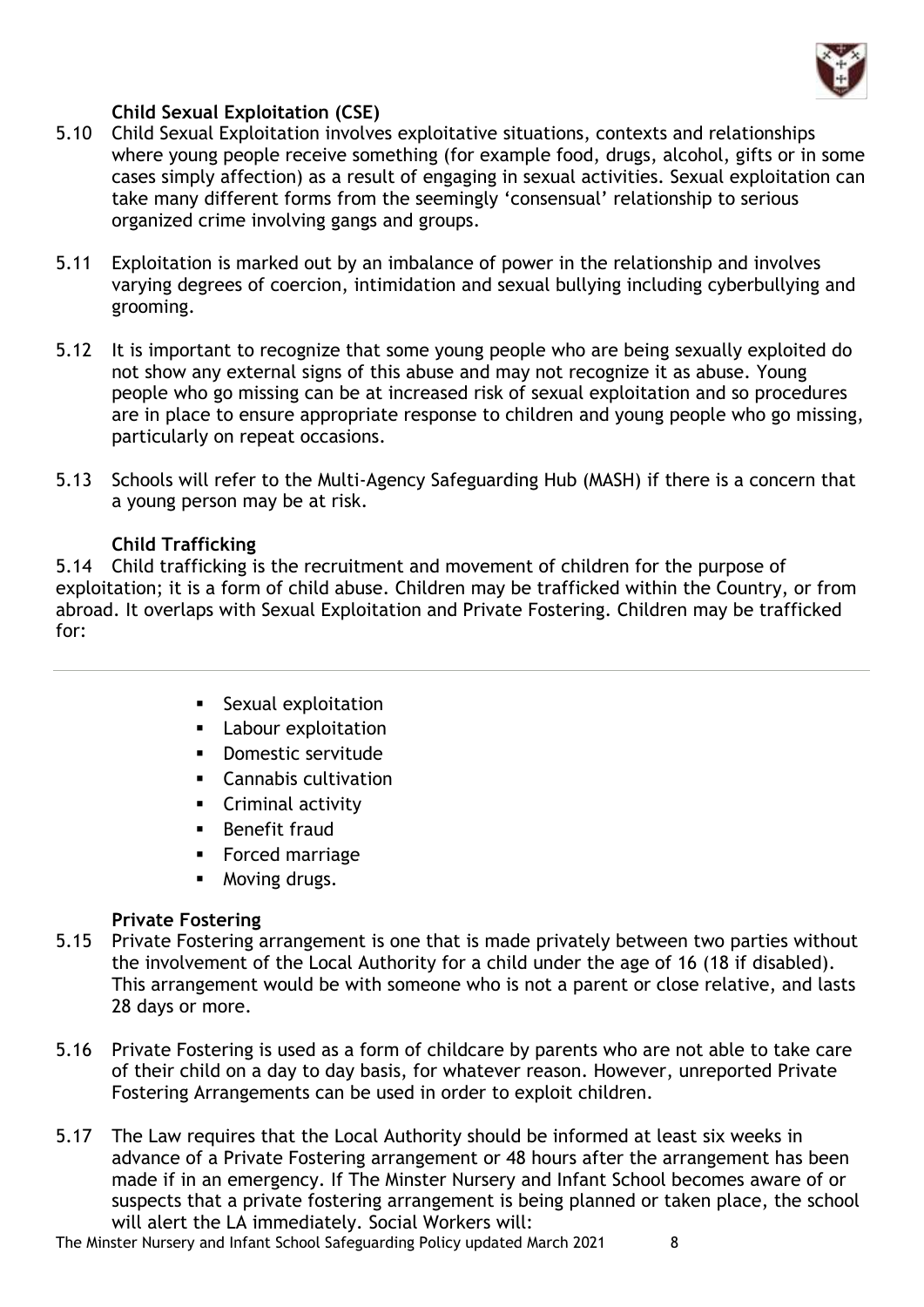### Child Sexual Exploitation (CSE)

5.10 Child Sexual Exploitation involves exploitative situations, contexts and relationships where young people receive something (for example food, drugs, alcohol, gifts or in some cases simply affection) as a result of engaging in sexual activities. Sexual exploitation can take many different forms from the seemingly 'consensual' relationship to serious organized crime involving gangs and groups.

5.11 Exploitation is marked out by an imbalance of power in the relationship and involves varying degrees of coercion, intimidation and sexual bullying including cyberbullying and grooming.

5.12 It is important to recognize that some young people who are being sexually exploited do not show any external signs of this abuse and may not recognize it as abuse. Young people who go missing can be at increased risk of sexual exploitation and so procedures are in place to ensure appropriate response to children and young people who go missing, particularly on repeat occasions.

5.13 Schools will refer to the Multi-Agency Safeguarding Hub (MASH) if there is a concern that a young person may be at risk.

### Child Trafficking

5.14 Child trafficking is the recruitment and movement of children for the purpose of exploitation; it is a form of child abuse. Children may be trafficked within the Country, or from abroad. It overlaps with Sexual Exploitation and Private Fostering. Children may be trafficked for:

- Sexual exploitation
- Labour exploitation
- Domestic servitude
- Cannabis cultivation
- Criminal activity
- Benefit fraud
- Forced marriage
- Moving drugs.

### Private Fostering

5.15 Private Fostering arrangement is one that is made privately between two parties without the involvement of the Local Authority for a child under the age of 16 (18 if disabled). This arrangement would be with someone who is not a parent or close relative, and lasts 28 days or more.

5.16 Private Fostering is used as a form of childcare by parents who are not able to take care of their child on a day to day basis, for whatever reason. However, unreported Private Fostering Arrangements can be used in order to exploit children.

5.17 The Law requires that the Local Authority should be informed at least six weeks in advance of a Private Fostering arrangement or 48 hours after the arrangement has been made if in an emergency. If The Minster Nursery and Infant School becomes aware of or suspects that a private fostering arrangement is being planned or taken place, the school will alert the LA immediately. Social Workers will: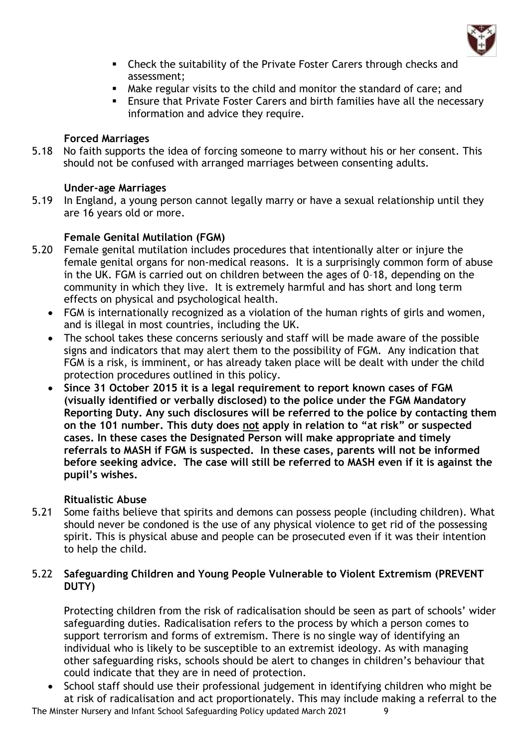- Check the suitability of the Private Foster Carers through checks and assessment;
- Make regular visits to the child and monitor the standard of care; and
- Ensure that Private Foster Carers and birth families have all the necessary information and advice they require.

**Forced Marriages**

5.18 No faith supports the idea of forcing someone to marry without his or her consent. This should not be confused with arranged marriages between consenting adults.

**Under-age Marriages**

5.19 In England, a young person cannot legally marry or have a sexual relationship until they are 16 years old or more.

**Female Genital Mutilation (FGM)**

5.20 Female genital mutilation includes procedures that intentionally alter or injure the female genital organs for non-medical reasons. It is a surprisingly common form of abuse in the UK. FGM is carried out on children between the ages of 0–18, depending on the community in which they live. It is extremely harmful and has short and long term effects on physical and psychological health.

- FGM is internationally recognized as a violation of the human rights of girls and women, and is illegal in most countries, including the UK.
- The school takes these concerns seriously and staff will be made aware of the possible signs and indicators that may alert them to the possibility of FGM. Any indication that FGM is a risk, is imminent, or has already taken place will be dealt with under the child protection procedures outlined in this policy.
- **Since 31 October 2015 it is a legal requirement to report known cases of FGM (visually identified or verbally disclosed) to the police under the FGM Mandatory Reporting Duty. Any such disclosures will be referred to the police by contacting them on the 101 number. This duty does <u>not</u> apply in relation to "at risk" or suspected cases. In these cases the Designated Person will make appropriate and timely referrals to MASH if FGM is suspected. In these cases, parents will not be informed before seeking advice. The case will still be referred to MASH even if it is against the pupil's wishes.**

**Ritualistic Abuse**

5.21 Some faiths believe that spirits and demons can possess people (including children). What should never be condoned is the use of any physical violence to get rid of the possessing spirit. This is physical abuse and people can be prosecuted even if it was their intention to help the child.

5.22 **Safeguarding Children and Young People Vulnerable to Violent Extremism (PREVENT DUTY)**

Protecting children from the risk of radicalisation should be seen as part of schools' wider safeguarding duties. Radicalisation refers to the process by which a person comes to support terrorism and forms of extremism. There is no single way of identifying an individual who is likely to be susceptible to an extremist ideology. As with managing other safeguarding risks, schools should be alert to changes in children's behaviour that could indicate that they are in need of protection.

- School staff should use their professional judgement in identifying children who might be at risk of radicalisation and act proportionately. This may include making a referral to the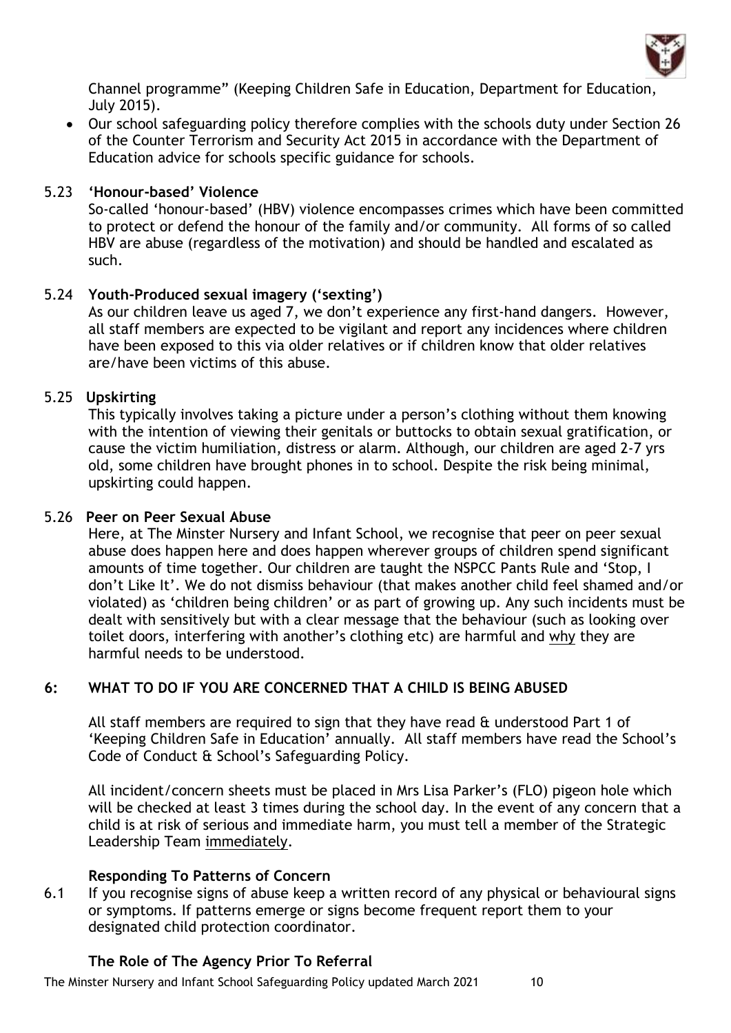Channel programme" (Keeping Children Safe in Education, Department for Education, July 2015).

- Our school safeguarding policy therefore complies with the schools duty under Section 26 of the Counter Terrorism and Security Act 2015 in accordance with the Department of Education advice for schools specific guidance for schools.

### 5.23 'Honour-based' Violence

So-called 'honour-based' (HBV) violence encompasses crimes which have been committed to protect or defend the honour of the family and/or community. All forms of so called HBV are abuse (regardless of the motivation) and should be handled and escalated as such.

### 5.24 Youth-Produced sexual imagery ('sexting')

As our children leave us aged 7, we don't experience any first-hand dangers. However, all staff members are expected to be vigilant and report any incidences where children have been exposed to this via older relatives or if children know that older relatives are/have been victims of this abuse.

### 5.25 Upskirting

This typically involves taking a picture under a person's clothing without them knowing with the intention of viewing their genitals or buttocks to obtain sexual gratification, or cause the victim humiliation, distress or alarm. Although, our children are aged 2-7 yrs old, some children have brought phones in to school. Despite the risk being minimal, upskirting could happen.

### 5.26 Peer on Peer Sexual Abuse

Here, at The Minster Nursery and Infant School, we recognise that peer on peer sexual abuse does happen here and does happen wherever groups of children spend significant amounts of time together. Our children are taught the NSPCC Pants Rule and 'Stop, I don't Like It'. We do not dismiss behaviour (that makes another child feel shamed and/or violated) as 'children being children' or as part of growing up. Any such incidents must be dealt with sensitively but with a clear message that the behaviour (such as looking over toilet doors, interfering with another's clothing etc) are harmful and <u>why</u> they are harmful needs to be understood.

## 6: WHAT TO DO IF YOU ARE CONCERNED THAT A CHILD IS BEING ABUSED

All staff members are required to sign that they have read & understood Part 1 of 'Keeping Children Safe in Education' annually. All staff members have read the School's Code of Conduct & School's Safeguarding Policy.

All incident/concern sheets must be placed in Mrs Lisa Parker's (FLO) pigeon hole which will be checked at least 3 times during the school day. In the event of any concern that a child is at risk of serious and immediate harm, you must tell a member of the Strategic Leadership Team <u>immediately</u>.

### Responding To Patterns of Concern

6.1 If you recognise signs of abuse keep a written record of any physical or behavioural signs or symptoms. If patterns emerge or signs become frequent report them to your designated child protection coordinator.

### The Role of The Agency Prior To Referral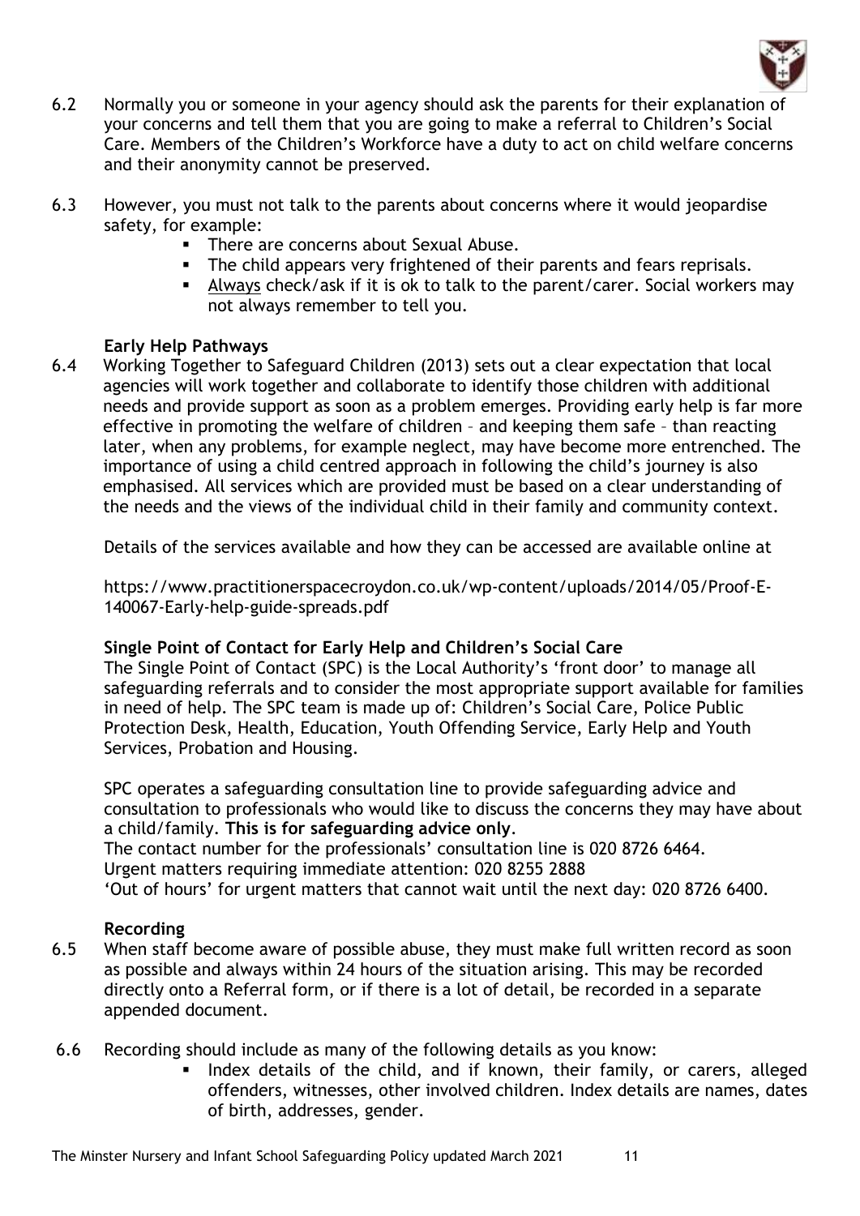6.2 Normally you or someone in your agency should ask the parents for their explanation of your concerns and tell them that you are going to make a referral to Children's Social Care. Members of the Children's Workforce have a duty to act on child welfare concerns and their anonymity cannot be preserved.

6.3 However, you must not talk to the parents about concerns where it would jeopardise safety, for example:

- There are concerns about Sexual Abuse.
- The child appears very frightened of their parents and fears reprisals.
- <u>Always</u> check/ask if it is ok to talk to the parent/carer. Social workers may not always remember to tell you.

**Early Help Pathways**

6.4 Working Together to Safeguard Children (2013) sets out a clear expectation that local agencies will work together and collaborate to identify those children with additional needs and provide support as soon as a problem emerges. Providing early help is far more effective in promoting the welfare of children – and keeping them safe – than reacting later, when any problems, for example neglect, may have become more entrenched. The importance of using a child centred approach in following the child's journey is also emphasised. All services which are provided must be based on a clear understanding of the needs and the views of the individual child in their family and community context.

Details of the services available and how they can be accessed are available online at

https://www.practitionerspacecroydon.co.uk/wp-content/uploads/2014/05/Proof-E-140067-Early-help-guide-spreads.pdf

**Single Point of Contact for Early Help and Children's Social Care**

The Single Point of Contact (SPC) is the Local Authority's 'front door' to manage all safeguarding referrals and to consider the most appropriate support available for families in need of help. The SPC team is made up of: Children's Social Care, Police Public Protection Desk, Health, Education, Youth Offending Service, Early Help and Youth Services, Probation and Housing.

SPC operates a safeguarding consultation line to provide safeguarding advice and consultation to professionals who would like to discuss the concerns they may have about a child/family. **This is for safeguarding advice only**.
The contact number for the professionals' consultation line is 020 8726 6464.
Urgent matters requiring immediate attention: 020 8255 2888
'Out of hours' for urgent matters that cannot wait until the next day: 020 8726 6400.

**Recording**

6.5 When staff become aware of possible abuse, they must make full written record as soon as possible and always within 24 hours of the situation arising. This may be recorded directly onto a Referral form, or if there is a lot of detail, be recorded in a separate appended document.

6.6 Recording should include as many of the following details as you know:

- Index details of the child, and if known, their family, or carers, alleged offenders, witnesses, other involved children. Index details are names, dates of birth, addresses, gender.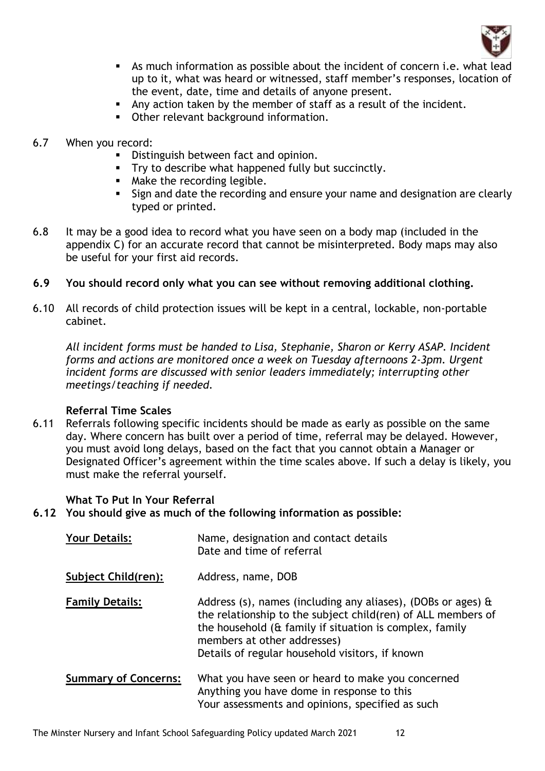- As much information as possible about the incident of concern i.e. what lead up to it, what was heard or witnessed, staff member's responses, location of the event, date, time and details of anyone present.
- Any action taken by the member of staff as a result of the incident.
- Other relevant background information.

6.7 When you record:

- Distinguish between fact and opinion.
- Try to describe what happened fully but succinctly.
- Make the recording legible.
- Sign and date the recording and ensure your name and designation are clearly typed or printed.

6.8 It may be a good idea to record what you have seen on a body map (included in the appendix C) for an accurate record that cannot be misinterpreted. Body maps may also be useful for your first aid records.

**6.9 You should record only what you can see without removing additional clothing.**

6.10 All records of child protection issues will be kept in a central, lockable, non-portable cabinet.

*All incident forms must be handed to Lisa, Stephanie, Sharon or Kerry ASAP. Incident forms and actions are monitored once a week on Tuesday afternoons 2-3pm. Urgent incident forms are discussed with senior leaders immediately; interrupting other meetings/teaching if needed.*

**Referral Time Scales**

6.11 Referrals following specific incidents should be made as early as possible on the same day. Where concern has built over a period of time, referral may be delayed. However, you must avoid long delays, based on the fact that you cannot obtain a Manager or Designated Officer's agreement within the time scales above. If such a delay is likely, you must make the referral yourself.

**What To Put In Your Referral**

**6.12 You should give as much of the following information as possible:**

| | |
|---|---|
| <u>**Your Details:**</u> | Name, designation and contact details<br>Date and time of referral |
| <u>**Subject Child(ren):**</u> | Address, name, DOB |
| <u>**Family Details:**</u> | Address (s), names (including any aliases), (DOBs or ages) & the relationship to the subject child(ren) of ALL members of the household (& family if situation is complex, family members at other addresses)<br>Details of regular household visitors, if known |
| <u>**Summary of Concerns:**</u> | What you have seen or heard to make you concerned<br>Anything you have dome in response to this<br>Your assessments and opinions, specified as such |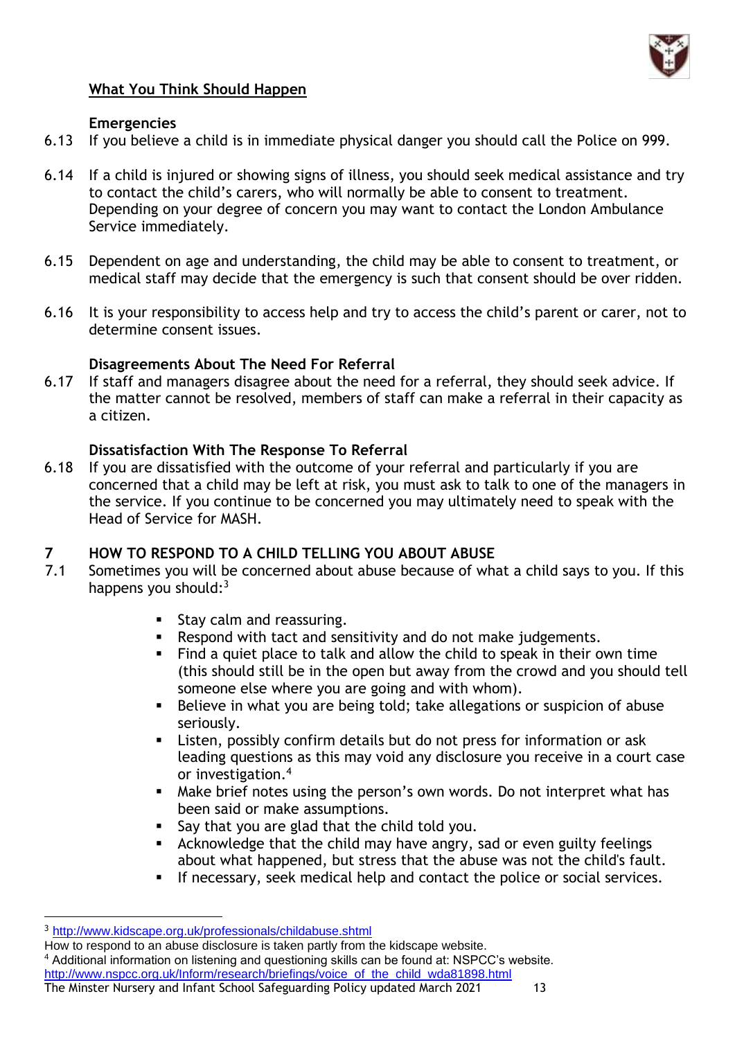**What You Think Should Happen**

**Emergencies**

6.13 If you believe a child is in immediate physical danger you should call the Police on 999.

6.14 If a child is injured or showing signs of illness, you should seek medical assistance and try to contact the child's carers, who will normally be able to consent to treatment. Depending on your degree of concern you may want to contact the London Ambulance Service immediately.

6.15 Dependent on age and understanding, the child may be able to consent to treatment, or medical staff may decide that the emergency is such that consent should be over ridden.

6.16 It is your responsibility to access help and try to access the child's parent or carer, not to determine consent issues.

**Disagreements About The Need For Referral**

6.17 If staff and managers disagree about the need for a referral, they should seek advice. If the matter cannot be resolved, members of staff can make a referral in their capacity as a citizen.

**Dissatisfaction With The Response To Referral**

6.18 If you are dissatisfied with the outcome of your referral and particularly if you are concerned that a child may be left at risk, you must ask to talk to one of the managers in the service. If you continue to be concerned you may ultimately need to speak with the Head of Service for MASH.

## 7 HOW TO RESPOND TO A CHILD TELLING YOU ABOUT ABUSE

7.1 Sometimes you will be concerned about abuse because of what a child says to you. If this happens you should:[3]

- Stay calm and reassuring.
- Respond with tact and sensitivity and do not make judgements.
- Find a quiet place to talk and allow the child to speak in their own time (this should still be in the open but away from the crowd and you should tell someone else where you are going and with whom).
- Believe in what you are being told; take allegations or suspicion of abuse seriously.
- Listen, possibly confirm details but do not press for information or ask leading questions as this may void any disclosure you receive in a court case or investigation.[4]
- Make brief notes using the person's own words. Do not interpret what has been said or make assumptions.
- Say that you are glad that the child told you.
- Acknowledge that the child may have angry, sad or even guilty feelings about what happened, but stress that the abuse was not the child's fault.
- If necessary, seek medical help and contact the police or social services.

---

[3] http://www.kidscape.org.uk/professionals/childabuse.shtml
How to respond to an abuse disclosure is taken partly from the kidscape website.

[4] Additional information on listening and questioning skills can be found at: NSPCC's website. http://www.nspcc.org.uk/Inform/research/briefings/voice_of_the_child_wda81898.html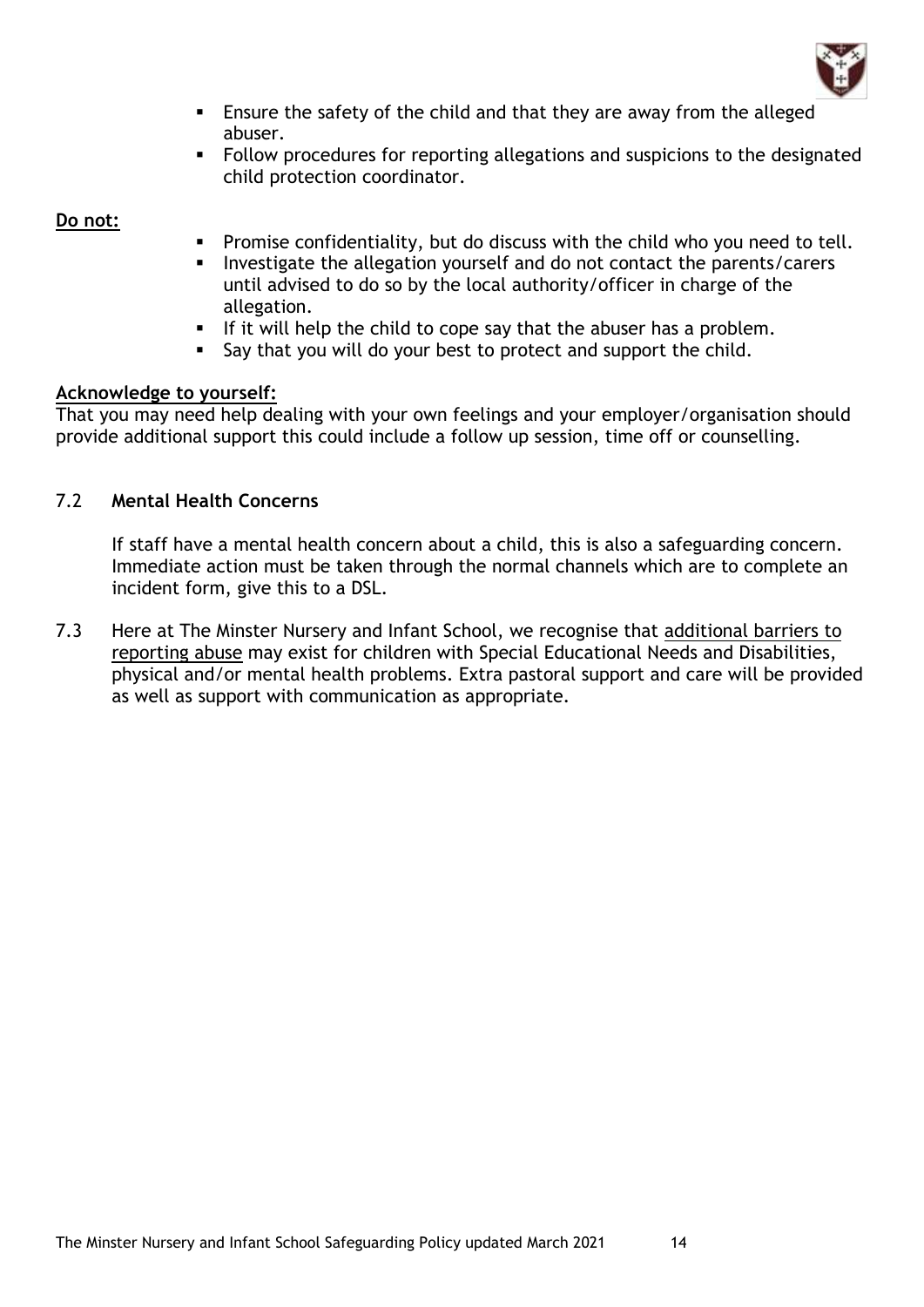- Ensure the safety of the child and that they are away from the alleged abuser.
- Follow procedures for reporting allegations and suspicions to the designated child protection coordinator.

**Do not:**

- Promise confidentiality, but do discuss with the child who you need to tell.
- Investigate the allegation yourself and do not contact the parents/carers until advised to do so by the local authority/officer in charge of the allegation.
- If it will help the child to cope say that the abuser has a problem.
- Say that you will do your best to protect and support the child.

**Acknowledge to yourself:**

That you may need help dealing with your own feelings and your employer/organisation should provide additional support this could include a follow up session, time off or counselling.

7.2 **Mental Health Concerns**

If staff have a mental health concern about a child, this is also a safeguarding concern. Immediate action must be taken through the normal channels which are to complete an incident form, give this to a DSL.

7.3 Here at The Minster Nursery and Infant School, we recognise that additional barriers to reporting abuse may exist for children with Special Educational Needs and Disabilities, physical and/or mental health problems. Extra pastoral support and care will be provided as well as support with communication as appropriate.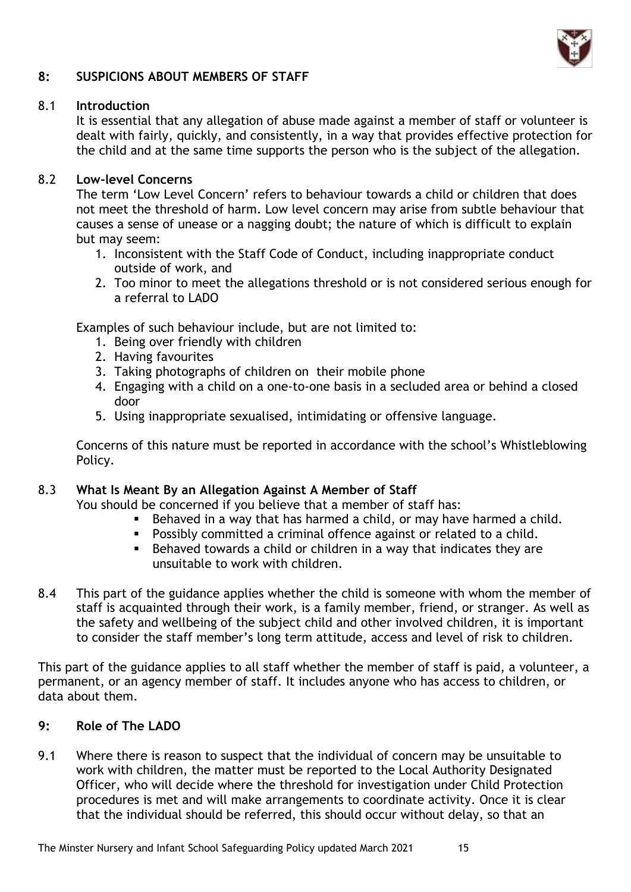## 8: SUSPICIONS ABOUT MEMBERS OF STAFF

### 8.1 Introduction

It is essential that any allegation of abuse made against a member of staff or volunteer is dealt with fairly, quickly, and consistently, in a way that provides effective protection for the child and at the same time supports the person who is the subject of the allegation.

### 8.2 Low-level Concerns

The term 'Low Level Concern' refers to behaviour towards a child or children that does not meet the threshold of harm. Low level concern may arise from subtle behaviour that causes a sense of unease or a nagging doubt; the nature of which is difficult to explain but may seem:

1. Inconsistent with the Staff Code of Conduct, including inappropriate conduct outside of work, and
2. Too minor to meet the allegations threshold or is not considered serious enough for a referral to LADO

Examples of such behaviour include, but are not limited to:

1. Being over friendly with children
2. Having favourites
3. Taking photographs of children on their mobile phone
4. Engaging with a child on a one-to-one basis in a secluded area or behind a closed door
5. Using inappropriate sexualised, intimidating or offensive language.

Concerns of this nature must be reported in accordance with the school's Whistleblowing Policy.

### 8.3 What Is Meant By an Allegation Against A Member of Staff

You should be concerned if you believe that a member of staff has:

- Behaved in a way that has harmed a child, or may have harmed a child.
- Possibly committed a criminal offence against or related to a child.
- Behaved towards a child or children in a way that indicates they are unsuitable to work with children.

8.4 This part of the guidance applies whether the child is someone with whom the member of staff is acquainted through their work, is a family member, friend, or stranger. As well as the safety and wellbeing of the subject child and other involved children, it is important to consider the staff member's long term attitude, access and level of risk to children.

This part of the guidance applies to all staff whether the member of staff is paid, a volunteer, a permanent, or an agency member of staff. It includes anyone who has access to children, or data about them.

## 9: Role of The LADO

9.1 Where there is reason to suspect that the individual of concern may be unsuitable to work with children, the matter must be reported to the Local Authority Designated Officer, who will decide where the threshold for investigation under Child Protection procedures is met and will make arrangements to coordinate activity. Once it is clear that the individual should be referred, this should occur without delay, so that an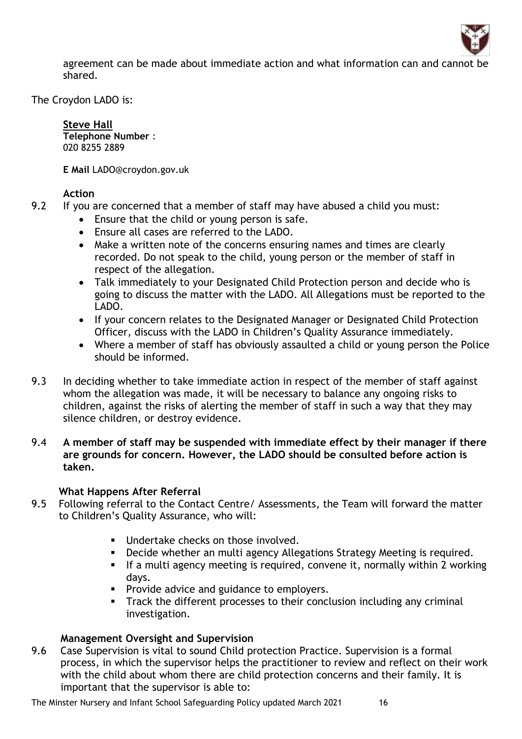agreement can be made about immediate action and what information can and cannot be shared.

The Croydon LADO is:

**Steve Hall**
**Telephone Number** :
020 8255 2889

**E Mail** LADO@croydon.gov.uk

**Action**

9.2 If you are concerned that a member of staff may have abused a child you must:

- Ensure that the child or young person is safe.
- Ensure all cases are referred to the LADO.
- Make a written note of the concerns ensuring names and times are clearly recorded. Do not speak to the child, young person or the member of staff in respect of the allegation.
- Talk immediately to your Designated Child Protection person and decide who is going to discuss the matter with the LADO. All Allegations must be reported to the LADO.
- If your concern relates to the Designated Manager or Designated Child Protection Officer, discuss with the LADO in Children's Quality Assurance immediately.
- Where a member of staff has obviously assaulted a child or young person the Police should be informed.

9.3 In deciding whether to take immediate action in respect of the member of staff against whom the allegation was made, it will be necessary to balance any ongoing risks to children, against the risks of alerting the member of staff in such a way that they may silence children, or destroy evidence.

9.4 **A member of staff may be suspended with immediate effect by their manager if there are grounds for concern. However, the LADO should be consulted before action is taken.**

**What Happens After Referral**

9.5 Following referral to the Contact Centre/ Assessments, the Team will forward the matter to Children's Quality Assurance, who will:

- Undertake checks on those involved.
- Decide whether an multi agency Allegations Strategy Meeting is required.
- If a multi agency meeting is required, convene it, normally within 2 working days.
- Provide advice and guidance to employers.
- Track the different processes to their conclusion including any criminal investigation.

**Management Oversight and Supervision**

9.6 Case Supervision is vital to sound Child protection Practice. Supervision is a formal process, in which the supervisor helps the practitioner to review and reflect on their work with the child about whom there are child protection concerns and their family. It is important that the supervisor is able to: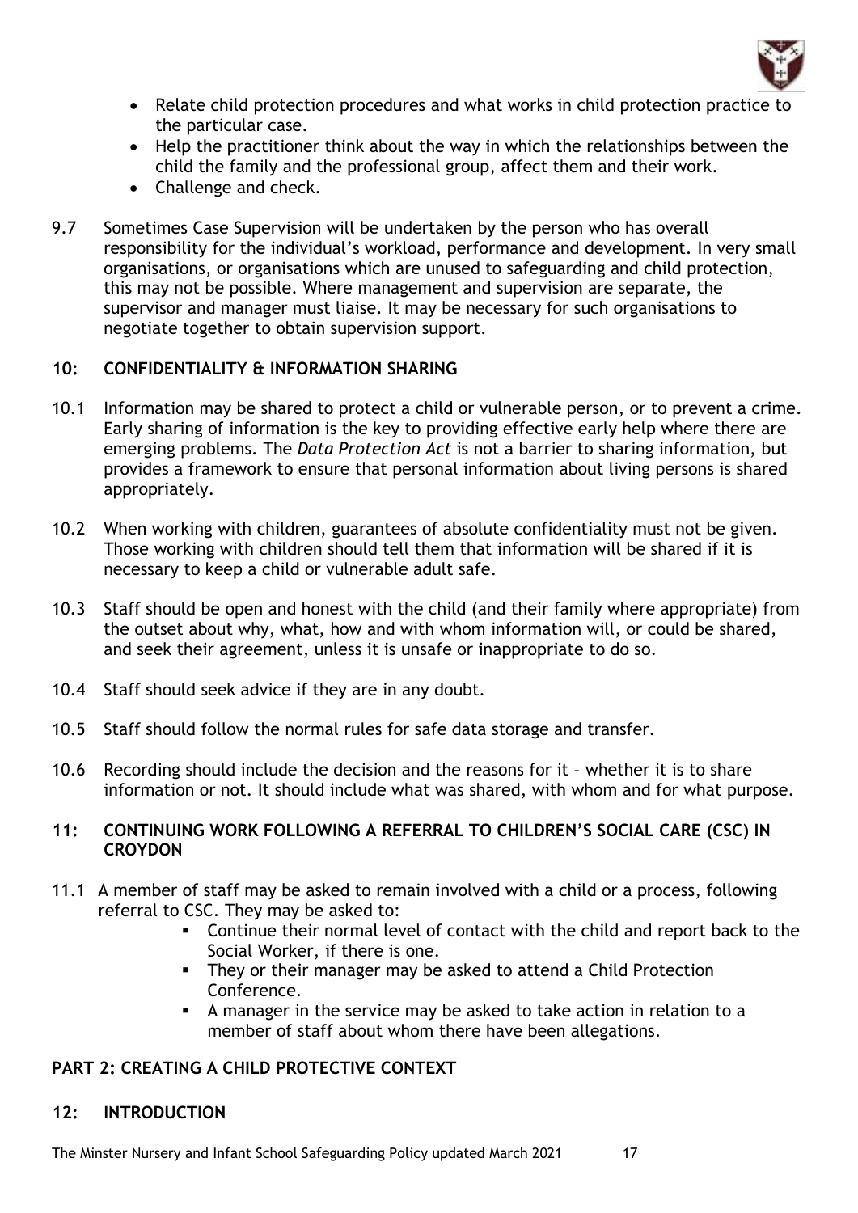- Relate child protection procedures and what works in child protection practice to the particular case.
- Help the practitioner think about the way in which the relationships between the child the family and the professional group, affect them and their work.
- Challenge and check.

9.7 Sometimes Case Supervision will be undertaken by the person who has overall responsibility for the individual's workload, performance and development. In very small organisations, or organisations which are unused to safeguarding and child protection, this may not be possible. Where management and supervision are separate, the supervisor and manager must liaise. It may be necessary for such organisations to negotiate together to obtain supervision support.

## 10: CONFIDENTIALITY & INFORMATION SHARING

10.1 Information may be shared to protect a child or vulnerable person, or to prevent a crime. Early sharing of information is the key to providing effective early help where there are emerging problems. The *Data Protection Act* is not a barrier to sharing information, but provides a framework to ensure that personal information about living persons is shared appropriately.

10.2 When working with children, guarantees of absolute confidentiality must not be given. Those working with children should tell them that information will be shared if it is necessary to keep a child or vulnerable adult safe.

10.3 Staff should be open and honest with the child (and their family where appropriate) from the outset about why, what, how and with whom information will, or could be shared, and seek their agreement, unless it is unsafe or inappropriate to do so.

10.4 Staff should seek advice if they are in any doubt.

10.5 Staff should follow the normal rules for safe data storage and transfer.

10.6 Recording should include the decision and the reasons for it – whether it is to share information or not. It should include what was shared, with whom and for what purpose.

## 11: CONTINUING WORK FOLLOWING A REFERRAL TO CHILDREN'S SOCIAL CARE (CSC) IN CROYDON

11.1 A member of staff may be asked to remain involved with a child or a process, following referral to CSC. They may be asked to:

- Continue their normal level of contact with the child and report back to the Social Worker, if there is one.
- They or their manager may be asked to attend a Child Protection Conference.
- A manager in the service may be asked to take action in relation to a member of staff about whom there have been allegations.

# PART 2: CREATING A CHILD PROTECTIVE CONTEXT

## 12: INTRODUCTION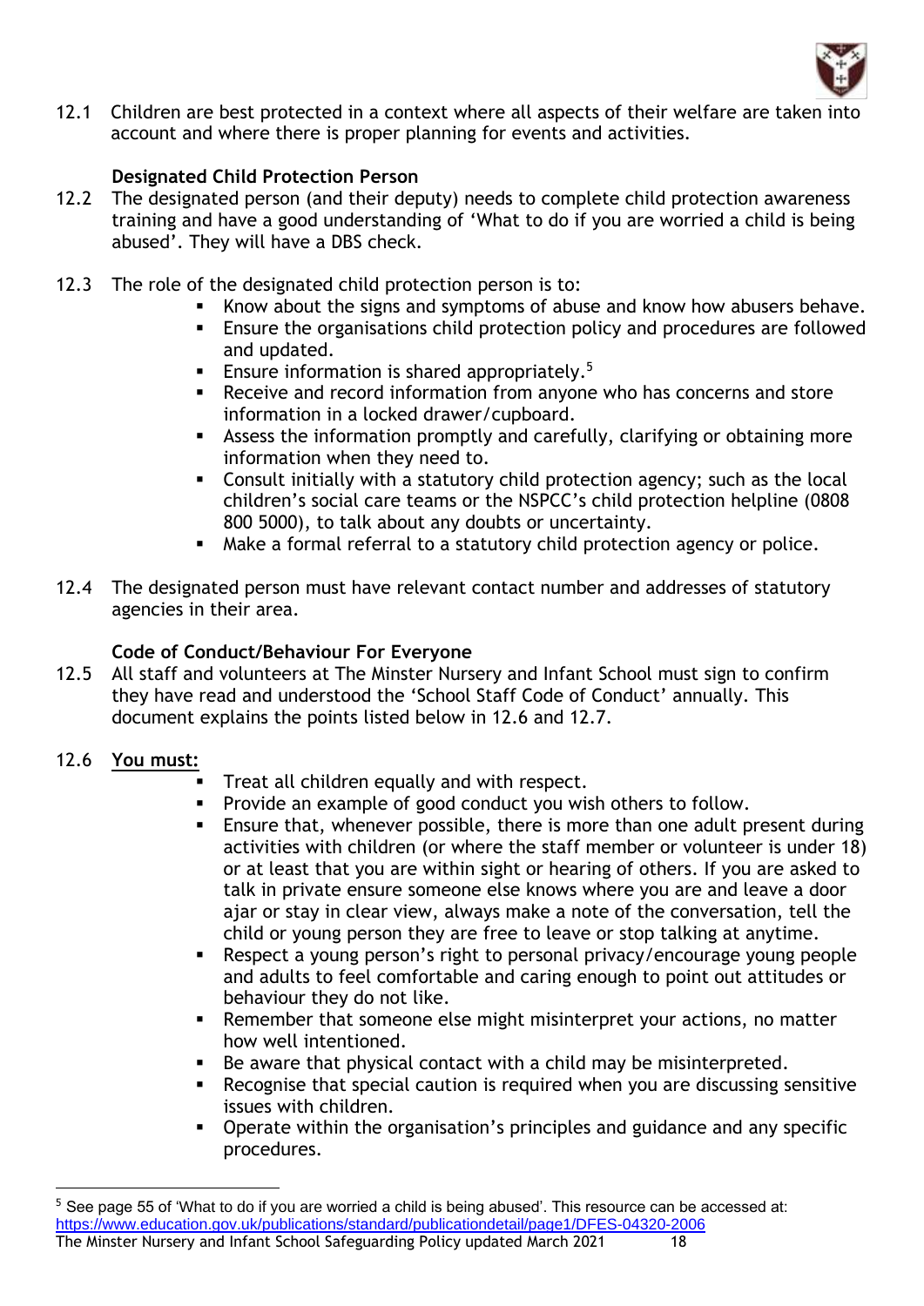12.1 Children are best protected in a context where all aspects of their welfare are taken into account and where there is proper planning for events and activities.

**Designated Child Protection Person**

12.2 The designated person (and their deputy) needs to complete child protection awareness training and have a good understanding of 'What to do if you are worried a child is being abused'. They will have a DBS check.

12.3 The role of the designated child protection person is to:

- Know about the signs and symptoms of abuse and know how abusers behave.
- Ensure the organisations child protection policy and procedures are followed and updated.
- Ensure information is shared appropriately.[5]
- Receive and record information from anyone who has concerns and store information in a locked drawer/cupboard.
- Assess the information promptly and carefully, clarifying or obtaining more information when they need to.
- Consult initially with a statutory child protection agency; such as the local children's social care teams or the NSPCC's child protection helpline (0808 800 5000), to talk about any doubts or uncertainty.
- Make a formal referral to a statutory child protection agency or police.

12.4 The designated person must have relevant contact number and addresses of statutory agencies in their area.

**Code of Conduct/Behaviour For Everyone**

12.5 All staff and volunteers at The Minster Nursery and Infant School must sign to confirm they have read and understood the 'School Staff Code of Conduct' annually. This document explains the points listed below in 12.6 and 12.7.

12.6 <u>**You must:**</u>

- Treat all children equally and with respect.
- Provide an example of good conduct you wish others to follow.
- Ensure that, whenever possible, there is more than one adult present during activities with children (or where the staff member or volunteer is under 18) or at least that you are within sight or hearing of others. If you are asked to talk in private ensure someone else knows where you are and leave a door ajar or stay in clear view, always make a note of the conversation, tell the child or young person they are free to leave or stop talking at anytime.
- Respect a young person's right to personal privacy/encourage young people and adults to feel comfortable and caring enough to point out attitudes or behaviour they do not like.
- Remember that someone else might misinterpret your actions, no matter how well intentioned.
- Be aware that physical contact with a child may be misinterpreted.
- Recognise that special caution is required when you are discussing sensitive issues with children.
- Operate within the organisation's principles and guidance and any specific procedures.

---

[5] See page 55 of 'What to do if you are worried a child is being abused'. This resource can be accessed at: https://www.education.gov.uk/publications/standard/publicationdetail/page1/DFES-04320-2006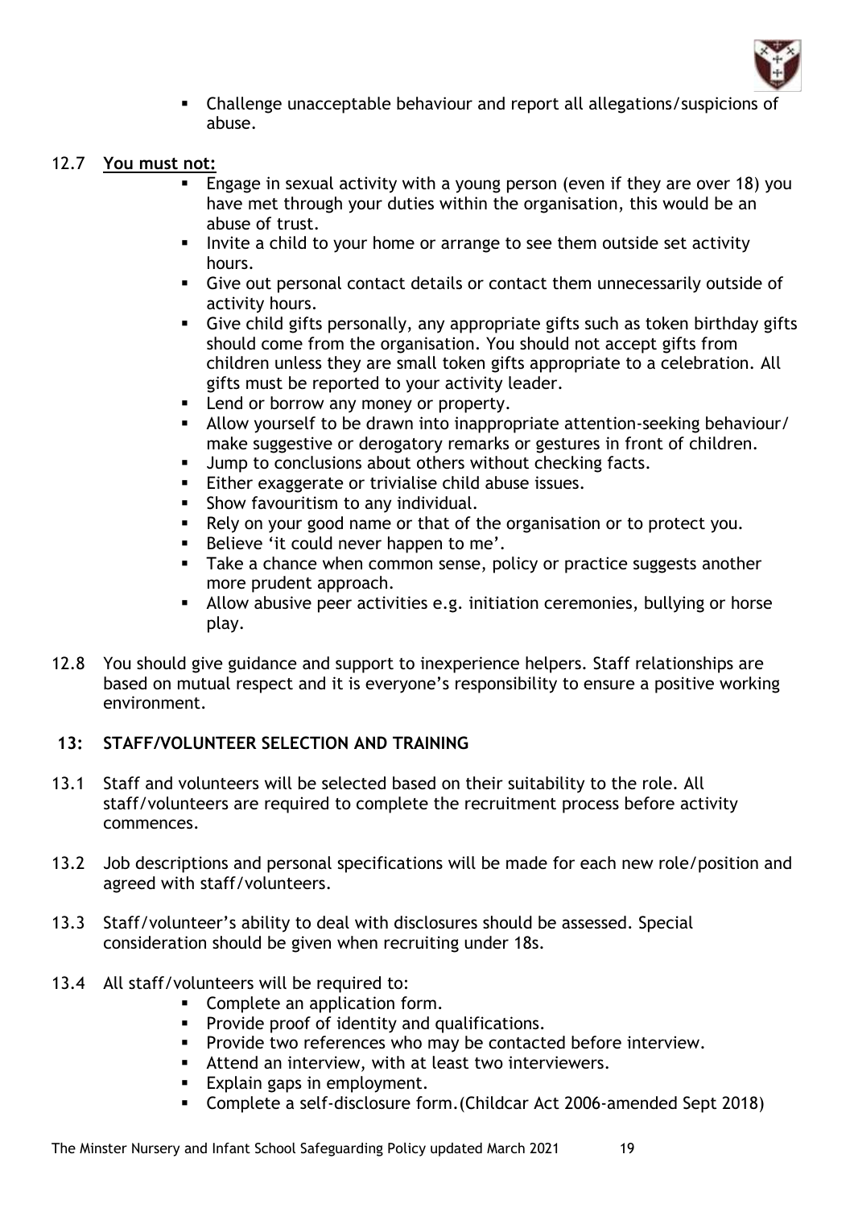- Challenge unacceptable behaviour and report all allegations/suspicions of abuse.

12.7 **You must not:**

- Engage in sexual activity with a young person (even if they are over 18) you have met through your duties within the organisation, this would be an abuse of trust.
- Invite a child to your home or arrange to see them outside set activity hours.
- Give out personal contact details or contact them unnecessarily outside of activity hours.
- Give child gifts personally, any appropriate gifts such as token birthday gifts should come from the organisation. You should not accept gifts from children unless they are small token gifts appropriate to a celebration. All gifts must be reported to your activity leader.
- Lend or borrow any money or property.
- Allow yourself to be drawn into inappropriate attention-seeking behaviour/ make suggestive or derogatory remarks or gestures in front of children.
- Jump to conclusions about others without checking facts.
- Either exaggerate or trivialise child abuse issues.
- Show favouritism to any individual.
- Rely on your good name or that of the organisation or to protect you.
- Believe 'it could never happen to me'.
- Take a chance when common sense, policy or practice suggests another more prudent approach.
- Allow abusive peer activities e.g. initiation ceremonies, bullying or horse play.

12.8 You should give guidance and support to inexperience helpers. Staff relationships are based on mutual respect and it is everyone's responsibility to ensure a positive working environment.

## 13: STAFF/VOLUNTEER SELECTION AND TRAINING

13.1 Staff and volunteers will be selected based on their suitability to the role. All staff/volunteers are required to complete the recruitment process before activity commences.

13.2 Job descriptions and personal specifications will be made for each new role/position and agreed with staff/volunteers.

13.3 Staff/volunteer's ability to deal with disclosures should be assessed. Special consideration should be given when recruiting under 18s.

13.4 All staff/volunteers will be required to:

- Complete an application form.
- Provide proof of identity and qualifications.
- Provide two references who may be contacted before interview.
- Attend an interview, with at least two interviewers.
- Explain gaps in employment.
- Complete a self-disclosure form.(Childcar Act 2006-amended Sept 2018)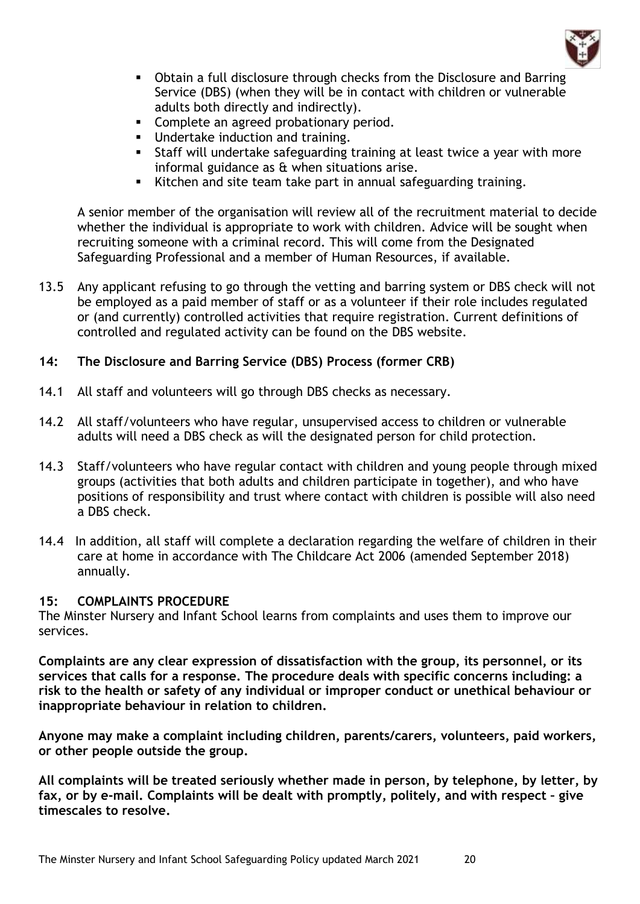- Obtain a full disclosure through checks from the Disclosure and Barring Service (DBS) (when they will be in contact with children or vulnerable adults both directly and indirectly).
- Complete an agreed probationary period.
- Undertake induction and training.
- Staff will undertake safeguarding training at least twice a year with more informal guidance as & when situations arise.
- Kitchen and site team take part in annual safeguarding training.

A senior member of the organisation will review all of the recruitment material to decide whether the individual is appropriate to work with children. Advice will be sought when recruiting someone with a criminal record. This will come from the Designated Safeguarding Professional and a member of Human Resources, if available.

13.5 Any applicant refusing to go through the vetting and barring system or DBS check will not be employed as a paid member of staff or as a volunteer if their role includes regulated or (and currently) controlled activities that require registration. Current definitions of controlled and regulated activity can be found on the DBS website.

## 14: The Disclosure and Barring Service (DBS) Process (former CRB)

14.1 All staff and volunteers will go through DBS checks as necessary.

14.2 All staff/volunteers who have regular, unsupervised access to children or vulnerable adults will need a DBS check as will the designated person for child protection.

14.3 Staff/volunteers who have regular contact with children and young people through mixed groups (activities that both adults and children participate in together), and who have positions of responsibility and trust where contact with children is possible will also need a DBS check.

14.4 In addition, all staff will complete a declaration regarding the welfare of children in their care at home in accordance with The Childcare Act 2006 (amended September 2018) annually.

## 15: COMPLAINTS PROCEDURE

The Minster Nursery and Infant School learns from complaints and uses them to improve our services.

**Complaints are any clear expression of dissatisfaction with the group, its personnel, or its services that calls for a response. The procedure deals with specific concerns including: a risk to the health or safety of any individual or improper conduct or unethical behaviour or inappropriate behaviour in relation to children.**

**Anyone may make a complaint including children, parents/carers, volunteers, paid workers, or other people outside the group.**

**All complaints will be treated seriously whether made in person, by telephone, by letter, by fax, or by e-mail. Complaints will be dealt with promptly, politely, and with respect – give timescales to resolve.**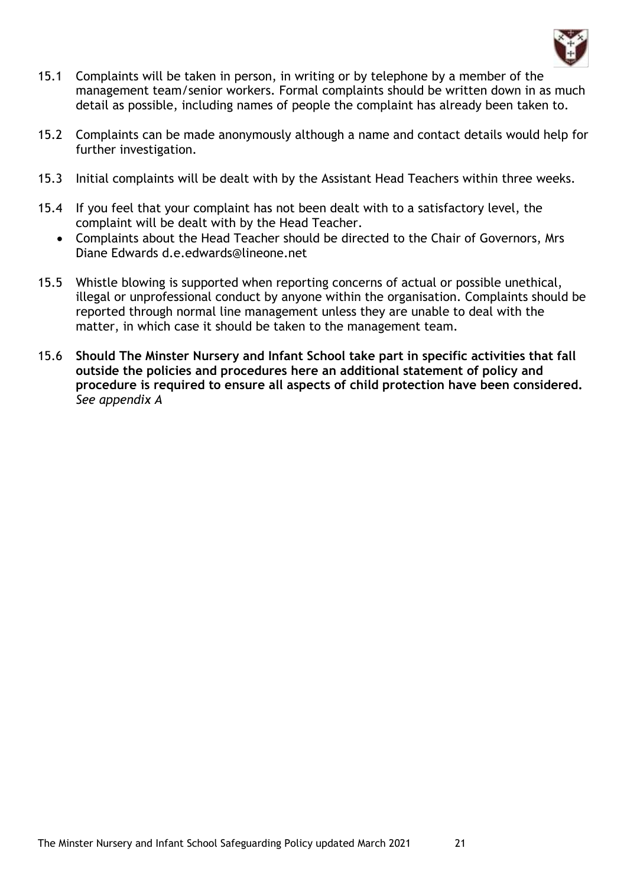15.1 Complaints will be taken in person, in writing or by telephone by a member of the management team/senior workers. Formal complaints should be written down in as much detail as possible, including names of people the complaint has already been taken to.

15.2 Complaints can be made anonymously although a name and contact details would help for further investigation.

15.3 Initial complaints will be dealt with by the Assistant Head Teachers within three weeks.

15.4 If you feel that your complaint has not been dealt with to a satisfactory level, the complaint will be dealt with by the Head Teacher.

- Complaints about the Head Teacher should be directed to the Chair of Governors, Mrs Diane Edwards d.e.edwards@lineone.net

15.5 Whistle blowing is supported when reporting concerns of actual or possible unethical, illegal or unprofessional conduct by anyone within the organisation. Complaints should be reported through normal line management unless they are unable to deal with the matter, in which case it should be taken to the management team.

15.6 **Should The Minster Nursery and Infant School take part in specific activities that fall outside the policies and procedures here an additional statement of policy and procedure is required to ensure all aspects of child protection have been considered.** *See appendix A*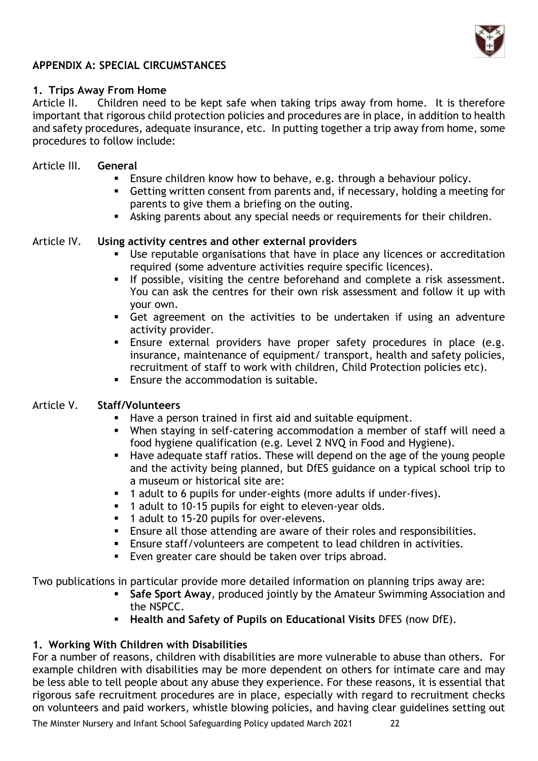## APPENDIX A: SPECIAL CIRCUMSTANCES

### 1. Trips Away From Home

Article II. Children need to be kept safe when taking trips away from home. It is therefore important that rigorous child protection policies and procedures are in place, in addition to health and safety procedures, adequate insurance, etc. In putting together a trip away from home, some procedures to follow include:

Article III. **General**

- Ensure children know how to behave, e.g. through a behaviour policy.
- Getting written consent from parents and, if necessary, holding a meeting for parents to give them a briefing on the outing.
- Asking parents about any special needs or requirements for their children.

Article IV. **Using activity centres and other external providers**

- Use reputable organisations that have in place any licences or accreditation required (some adventure activities require specific licences).
- If possible, visiting the centre beforehand and complete a risk assessment. You can ask the centres for their own risk assessment and follow it up with your own.
- Get agreement on the activities to be undertaken if using an adventure activity provider.
- Ensure external providers have proper safety procedures in place (e.g. insurance, maintenance of equipment/ transport, health and safety policies, recruitment of staff to work with children, Child Protection policies etc).
- Ensure the accommodation is suitable.

Article V. **Staff/Volunteers**

- Have a person trained in first aid and suitable equipment.
- When staying in self-catering accommodation a member of staff will need a food hygiene qualification (e.g. Level 2 NVQ in Food and Hygiene).
- Have adequate staff ratios. These will depend on the age of the young people and the activity being planned, but DfES guidance on a typical school trip to a museum or historical site are:
- 1 adult to 6 pupils for under-eights (more adults if under-fives).
- 1 adult to 10-15 pupils for eight to eleven-year olds.
- 1 adult to 15-20 pupils for over-elevens.
- Ensure all those attending are aware of their roles and responsibilities.
- Ensure staff/volunteers are competent to lead children in activities.
- Even greater care should be taken over trips abroad.

Two publications in particular provide more detailed information on planning trips away are:

- **Safe Sport Away**, produced jointly by the Amateur Swimming Association and the NSPCC.
- **Health and Safety of Pupils on Educational Visits** DFES (now DfE).

### 1. Working With Children with Disabilities

For a number of reasons, children with disabilities are more vulnerable to abuse than others. For example children with disabilities may be more dependent on others for intimate care and may be less able to tell people about any abuse they experience. For these reasons, it is essential that rigorous safe recruitment procedures are in place, especially with regard to recruitment checks on volunteers and paid workers, whistle blowing policies, and having clear guidelines setting out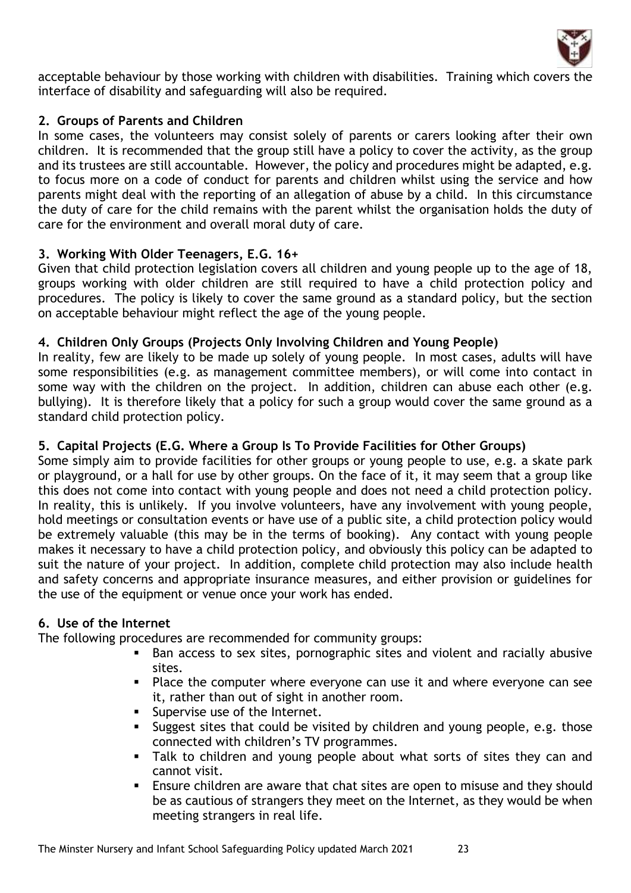acceptable behaviour by those working with children with disabilities. Training which covers the interface of disability and safeguarding will also be required.

### 2. Groups of Parents and Children

In some cases, the volunteers may consist solely of parents or carers looking after their own children. It is recommended that the group still have a policy to cover the activity, as the group and its trustees are still accountable. However, the policy and procedures might be adapted, e.g. to focus more on a code of conduct for parents and children whilst using the service and how parents might deal with the reporting of an allegation of abuse by a child. In this circumstance the duty of care for the child remains with the parent whilst the organisation holds the duty of care for the environment and overall moral duty of care.

### 3. Working With Older Teenagers, E.G. 16+

Given that child protection legislation covers all children and young people up to the age of 18, groups working with older children are still required to have a child protection policy and procedures. The policy is likely to cover the same ground as a standard policy, but the section on acceptable behaviour might reflect the age of the young people.

### 4. Children Only Groups (Projects Only Involving Children and Young People)

In reality, few are likely to be made up solely of young people. In most cases, adults will have some responsibilities (e.g. as management committee members), or will come into contact in some way with the children on the project. In addition, children can abuse each other (e.g. bullying). It is therefore likely that a policy for such a group would cover the same ground as a standard child protection policy.

### 5. Capital Projects (E.G. Where a Group Is To Provide Facilities for Other Groups)

Some simply aim to provide facilities for other groups or young people to use, e.g. a skate park or playground, or a hall for use by other groups. On the face of it, it may seem that a group like this does not come into contact with young people and does not need a child protection policy. In reality, this is unlikely. If you involve volunteers, have any involvement with young people, hold meetings or consultation events or have use of a public site, a child protection policy would be extremely valuable (this may be in the terms of booking). Any contact with young people makes it necessary to have a child protection policy, and obviously this policy can be adapted to suit the nature of your project. In addition, complete child protection may also include health and safety concerns and appropriate insurance measures, and either provision or guidelines for the use of the equipment or venue once your work has ended.

### 6. Use of the Internet

The following procedures are recommended for community groups:

- Ban access to sex sites, pornographic sites and violent and racially abusive sites.
- Place the computer where everyone can use it and where everyone can see it, rather than out of sight in another room.
- Supervise use of the Internet.
- Suggest sites that could be visited by children and young people, e.g. those connected with children's TV programmes.
- Talk to children and young people about what sorts of sites they can and cannot visit.
- Ensure children are aware that chat sites are open to misuse and they should be as cautious of strangers they meet on the Internet, as they would be when meeting strangers in real life.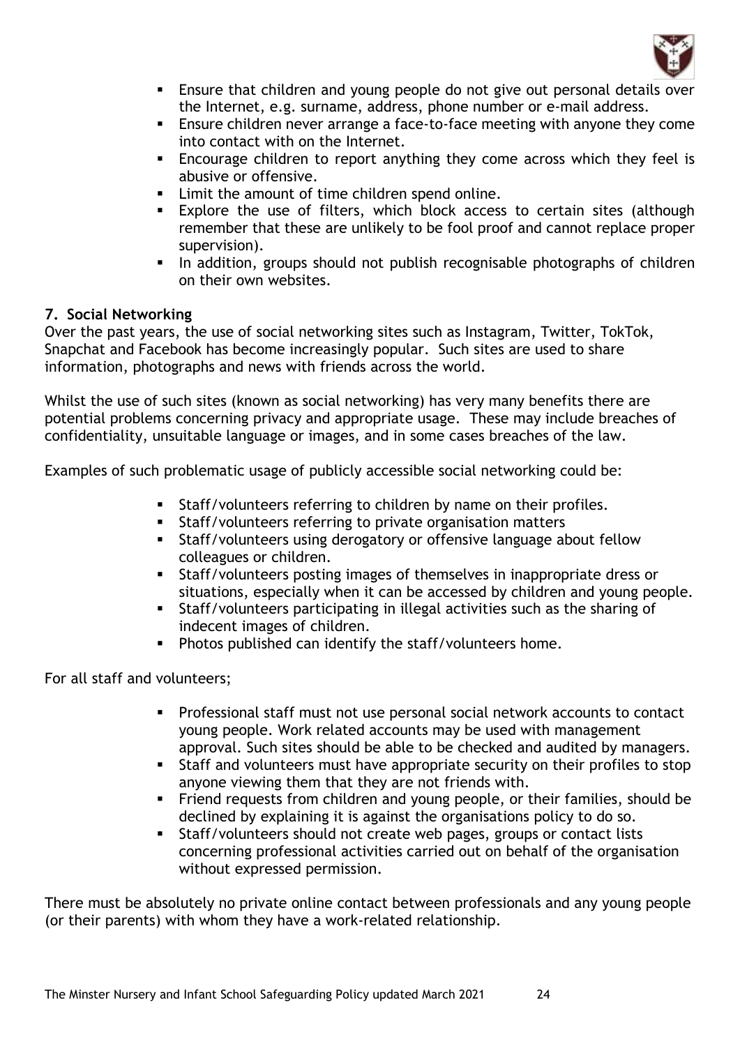- Ensure that children and young people do not give out personal details over the Internet, e.g. surname, address, phone number or e-mail address.
- Ensure children never arrange a face-to-face meeting with anyone they come into contact with on the Internet.
- Encourage children to report anything they come across which they feel is abusive or offensive.
- Limit the amount of time children spend online.
- Explore the use of filters, which block access to certain sites (although remember that these are unlikely to be fool proof and cannot replace proper supervision).
- In addition, groups should not publish recognisable photographs of children on their own websites.

### 7. Social Networking

Over the past years, the use of social networking sites such as Instagram, Twitter, TokTok, Snapchat and Facebook has become increasingly popular. Such sites are used to share information, photographs and news with friends across the world.

Whilst the use of such sites (known as social networking) has very many benefits there are potential problems concerning privacy and appropriate usage. These may include breaches of confidentiality, unsuitable language or images, and in some cases breaches of the law.

Examples of such problematic usage of publicly accessible social networking could be:

- Staff/volunteers referring to children by name on their profiles.
- Staff/volunteers referring to private organisation matters
- Staff/volunteers using derogatory or offensive language about fellow colleagues or children.
- Staff/volunteers posting images of themselves in inappropriate dress or situations, especially when it can be accessed by children and young people.
- Staff/volunteers participating in illegal activities such as the sharing of indecent images of children.
- Photos published can identify the staff/volunteers home.

For all staff and volunteers;

- Professional staff must not use personal social network accounts to contact young people. Work related accounts may be used with management approval. Such sites should be able to be checked and audited by managers.
- Staff and volunteers must have appropriate security on their profiles to stop anyone viewing them that they are not friends with.
- Friend requests from children and young people, or their families, should be declined by explaining it is against the organisations policy to do so.
- Staff/volunteers should not create web pages, groups or contact lists concerning professional activities carried out on behalf of the organisation without expressed permission.

There must be absolutely no private online contact between professionals and any young people (or their parents) with whom they have a work-related relationship.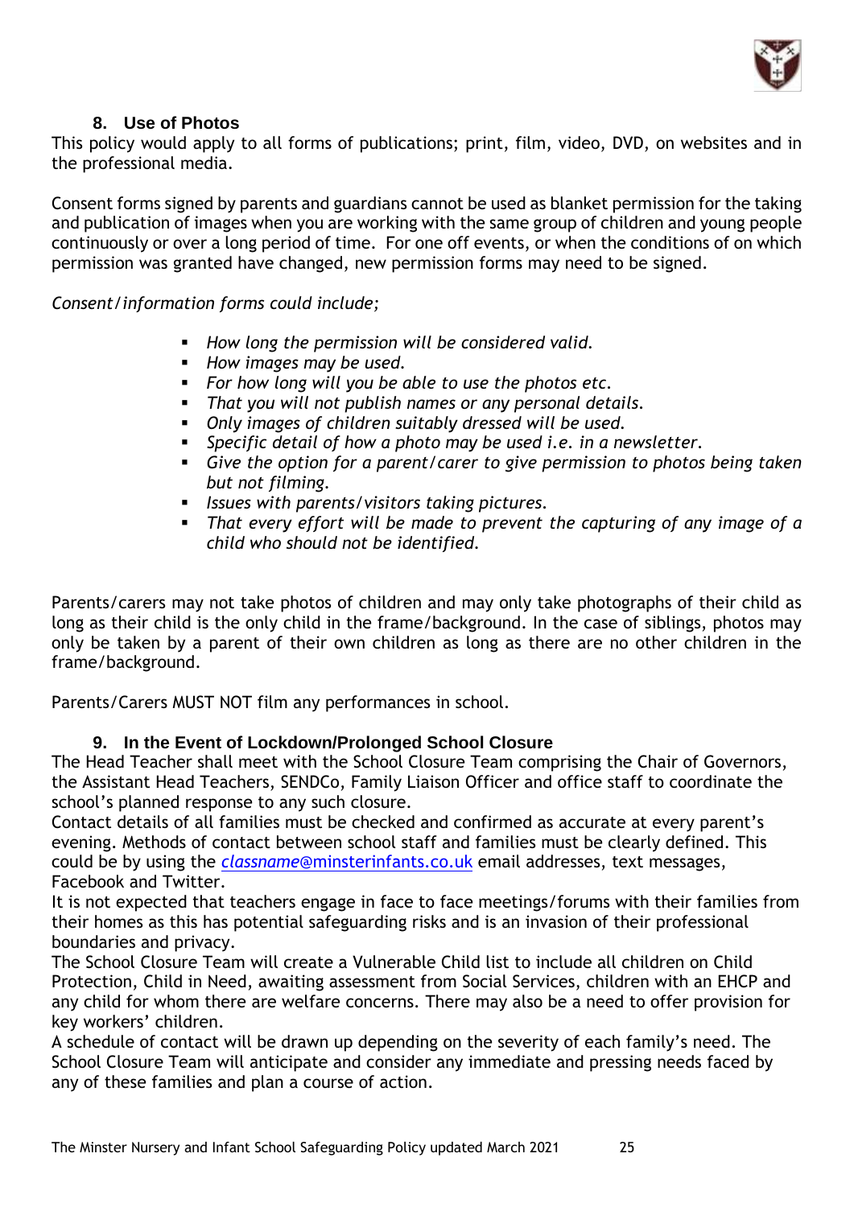## 8. Use of Photos

This policy would apply to all forms of publications; print, film, video, DVD, on websites and in the professional media.

Consent forms signed by parents and guardians cannot be used as blanket permission for the taking and publication of images when you are working with the same group of children and young people continuously or over a long period of time. For one off events, or when the conditions of on which permission was granted have changed, new permission forms may need to be signed.

*Consent/information forms could include;*

- *How long the permission will be considered valid.*
- *How images may be used.*
- *For how long will you be able to use the photos etc.*
- *That you will not publish names or any personal details.*
- *Only images of children suitably dressed will be used.*
- *Specific detail of how a photo may be used i.e. in a newsletter.*
- *Give the option for a parent/carer to give permission to photos being taken but not filming.*
- *Issues with parents/visitors taking pictures.*
- *That every effort will be made to prevent the capturing of any image of a child who should not be identified.*

Parents/carers may not take photos of children and may only take photographs of their child as long as their child is the only child in the frame/background. In the case of siblings, photos may only be taken by a parent of their own children as long as there are no other children in the frame/background.

Parents/Carers MUST NOT film any performances in school.

## 9. In the Event of Lockdown/Prolonged School Closure

The Head Teacher shall meet with the School Closure Team comprising the Chair of Governors, the Assistant Head Teachers, SENDCo, Family Liaison Officer and office staff to coordinate the school's planned response to any such closure.

Contact details of all families must be checked and confirmed as accurate at every parent's evening. Methods of contact between school staff and families must be clearly defined. This could be by using the *classname*@minsterinfants.co.uk email addresses, text messages, Facebook and Twitter.

It is not expected that teachers engage in face to face meetings/forums with their families from their homes as this has potential safeguarding risks and is an invasion of their professional boundaries and privacy.

The School Closure Team will create a Vulnerable Child list to include all children on Child Protection, Child in Need, awaiting assessment from Social Services, children with an EHCP and any child for whom there are welfare concerns. There may also be a need to offer provision for key workers' children.

A schedule of contact will be drawn up depending on the severity of each family's need. The School Closure Team will anticipate and consider any immediate and pressing needs faced by any of these families and plan a course of action.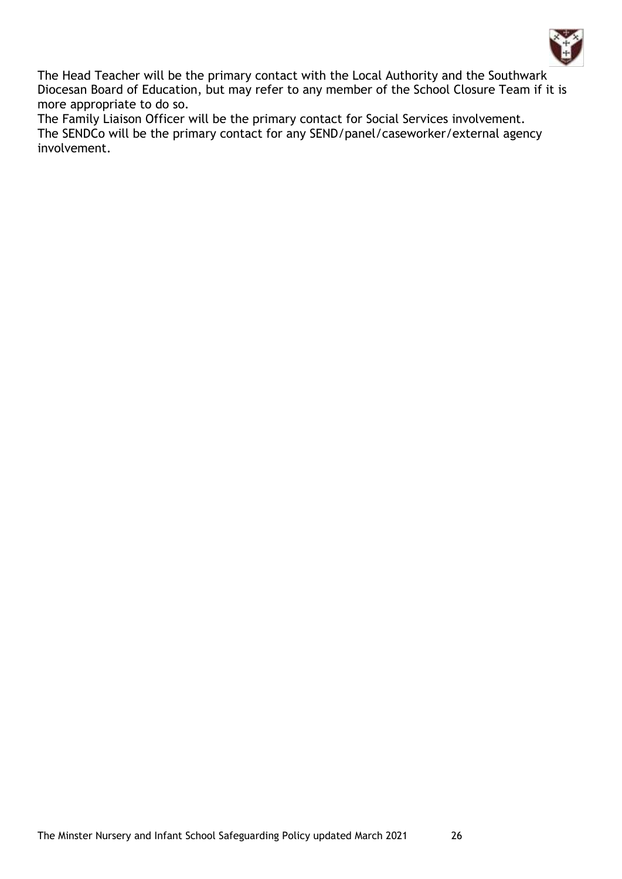The Head Teacher will be the primary contact with the Local Authority and the Southwark Diocesan Board of Education, but may refer to any member of the School Closure Team if it is more appropriate to do so.

The Family Liaison Officer will be the primary contact for Social Services involvement.

The SENDCo will be the primary contact for any SEND/panel/caseworker/external agency involvement.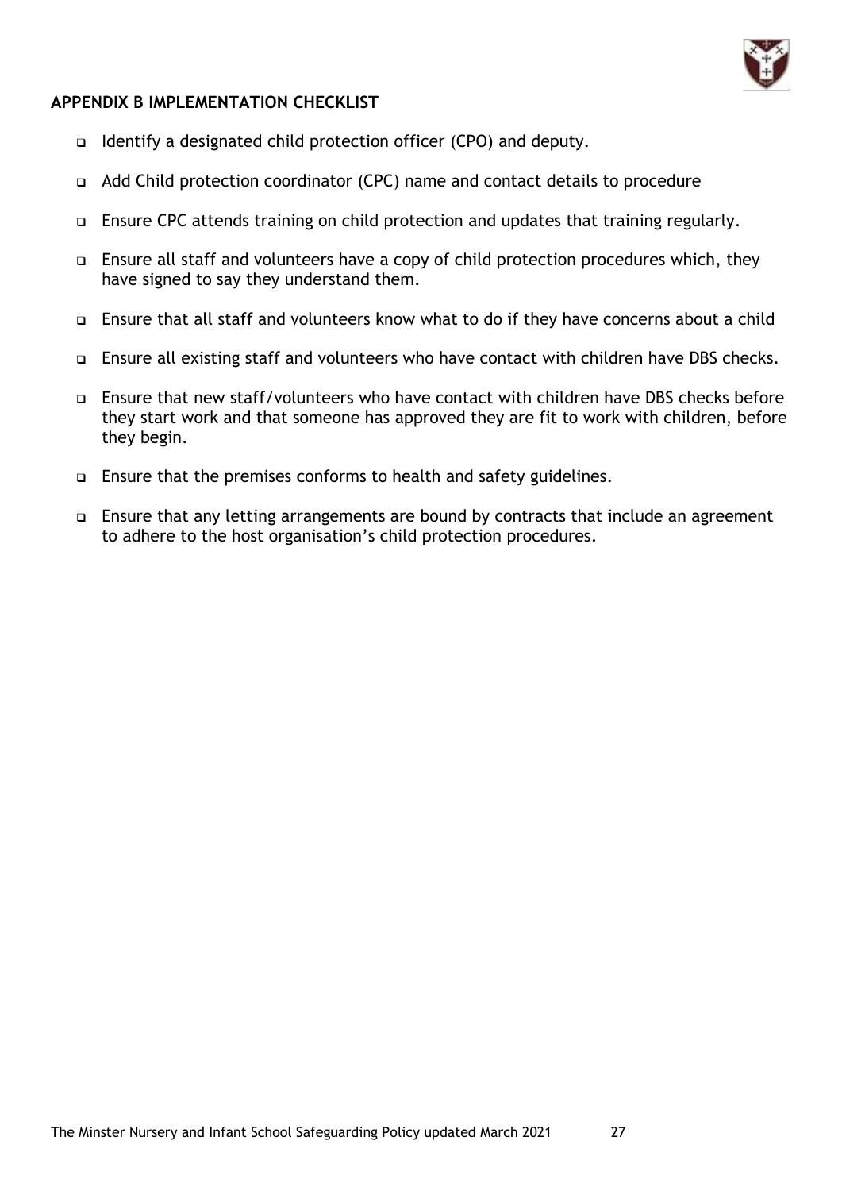## APPENDIX B IMPLEMENTATION CHECKLIST

- Identify a designated child protection officer (CPO) and deputy.
- Add Child protection coordinator (CPC) name and contact details to procedure
- Ensure CPC attends training on child protection and updates that training regularly.
- Ensure all staff and volunteers have a copy of child protection procedures which, they have signed to say they understand them.
- Ensure that all staff and volunteers know what to do if they have concerns about a child
- Ensure all existing staff and volunteers who have contact with children have DBS checks.
- Ensure that new staff/volunteers who have contact with children have DBS checks before they start work and that someone has approved they are fit to work with children, before they begin.
- Ensure that the premises conforms to health and safety guidelines.
- Ensure that any letting arrangements are bound by contracts that include an agreement to adhere to the host organisation's child protection procedures.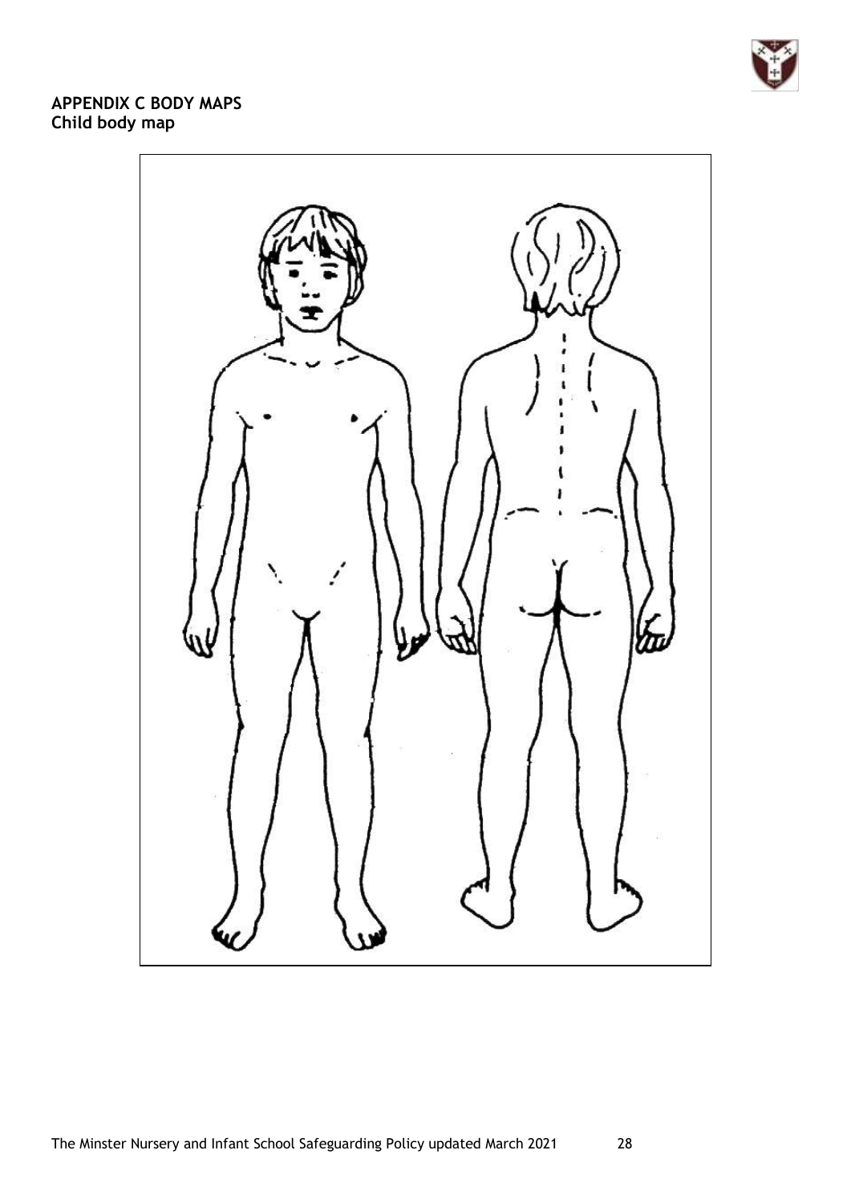**APPENDIX C BODY MAPS**
**Child body map**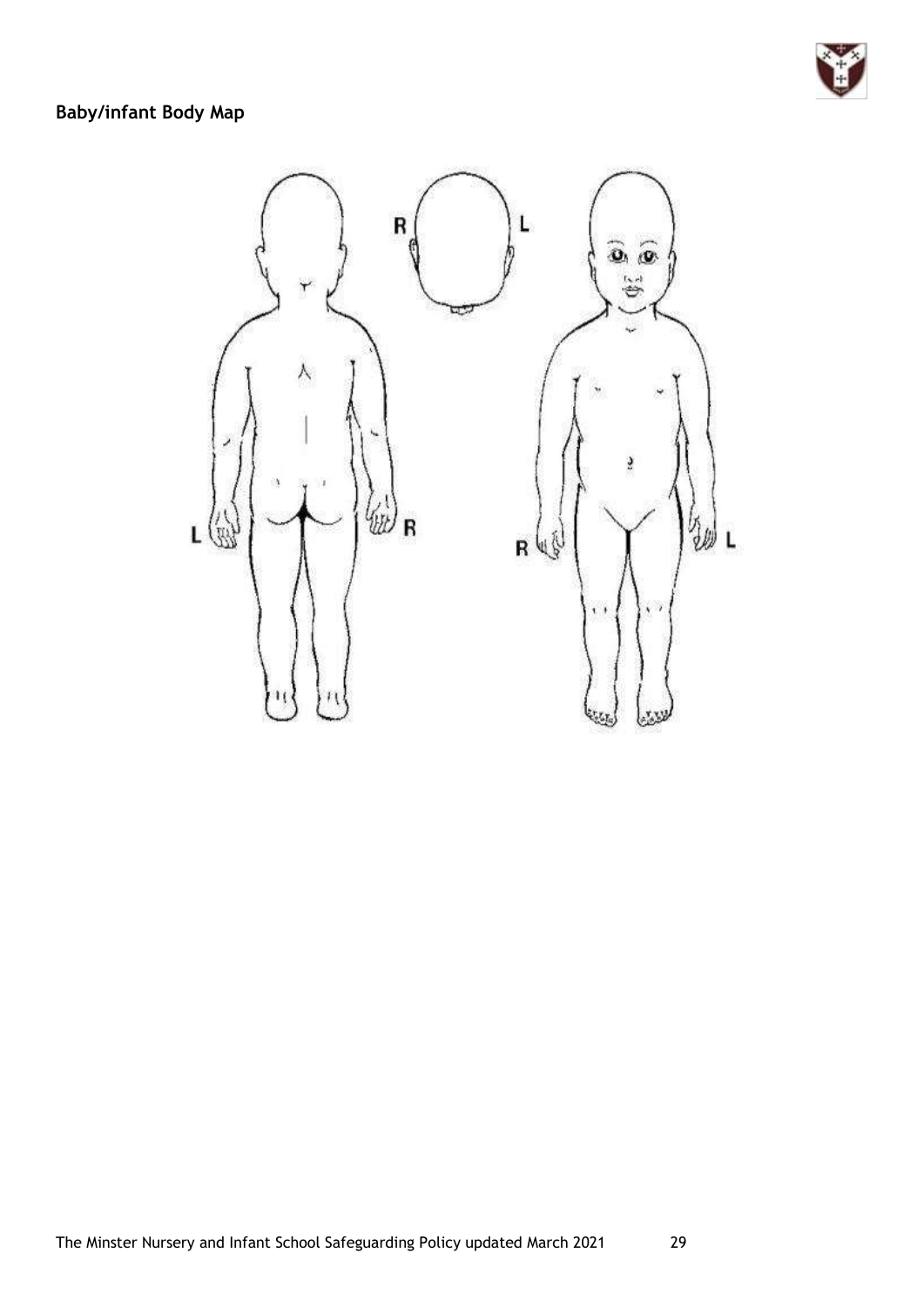## Baby/infant Body Map

R L

L R

R L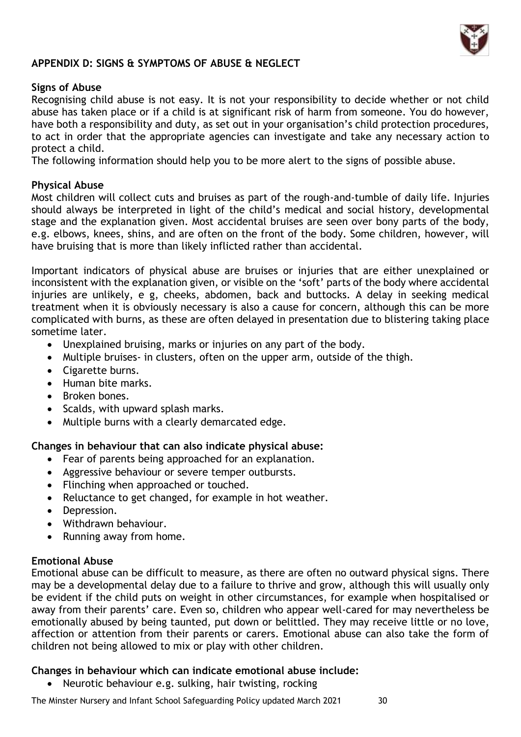## APPENDIX D: SIGNS & SYMPTOMS OF ABUSE & NEGLECT

### Signs of Abuse

Recognising child abuse is not easy. It is not your responsibility to decide whether or not child abuse has taken place or if a child is at significant risk of harm from someone. You do however, have both a responsibility and duty, as set out in your organisation's child protection procedures, to act in order that the appropriate agencies can investigate and take any necessary action to protect a child.

The following information should help you to be more alert to the signs of possible abuse.

### Physical Abuse

Most children will collect cuts and bruises as part of the rough-and-tumble of daily life. Injuries should always be interpreted in light of the child's medical and social history, developmental stage and the explanation given. Most accidental bruises are seen over bony parts of the body, e.g. elbows, knees, shins, and are often on the front of the body. Some children, however, will have bruising that is more than likely inflicted rather than accidental.

Important indicators of physical abuse are bruises or injuries that are either unexplained or inconsistent with the explanation given, or visible on the 'soft' parts of the body where accidental injuries are unlikely, e g, cheeks, abdomen, back and buttocks. A delay in seeking medical treatment when it is obviously necessary is also a cause for concern, although this can be more complicated with burns, as these are often delayed in presentation due to blistering taking place sometime later.

- Unexplained bruising, marks or injuries on any part of the body.
- Multiple bruises- in clusters, often on the upper arm, outside of the thigh.
- Cigarette burns.
- Human bite marks.
- Broken bones.
- Scalds, with upward splash marks.
- Multiple burns with a clearly demarcated edge.

### Changes in behaviour that can also indicate physical abuse:

- Fear of parents being approached for an explanation.
- Aggressive behaviour or severe temper outbursts.
- Flinching when approached or touched.
- Reluctance to get changed, for example in hot weather.
- Depression.
- Withdrawn behaviour.
- Running away from home.

### Emotional Abuse

Emotional abuse can be difficult to measure, as there are often no outward physical signs. There may be a developmental delay due to a failure to thrive and grow, although this will usually only be evident if the child puts on weight in other circumstances, for example when hospitalised or away from their parents' care. Even so, children who appear well-cared for may nevertheless be emotionally abused by being taunted, put down or belittled. They may receive little or no love, affection or attention from their parents or carers. Emotional abuse can also take the form of children not being allowed to mix or play with other children.

### Changes in behaviour which can indicate emotional abuse include:

- Neurotic behaviour e.g. sulking, hair twisting, rocking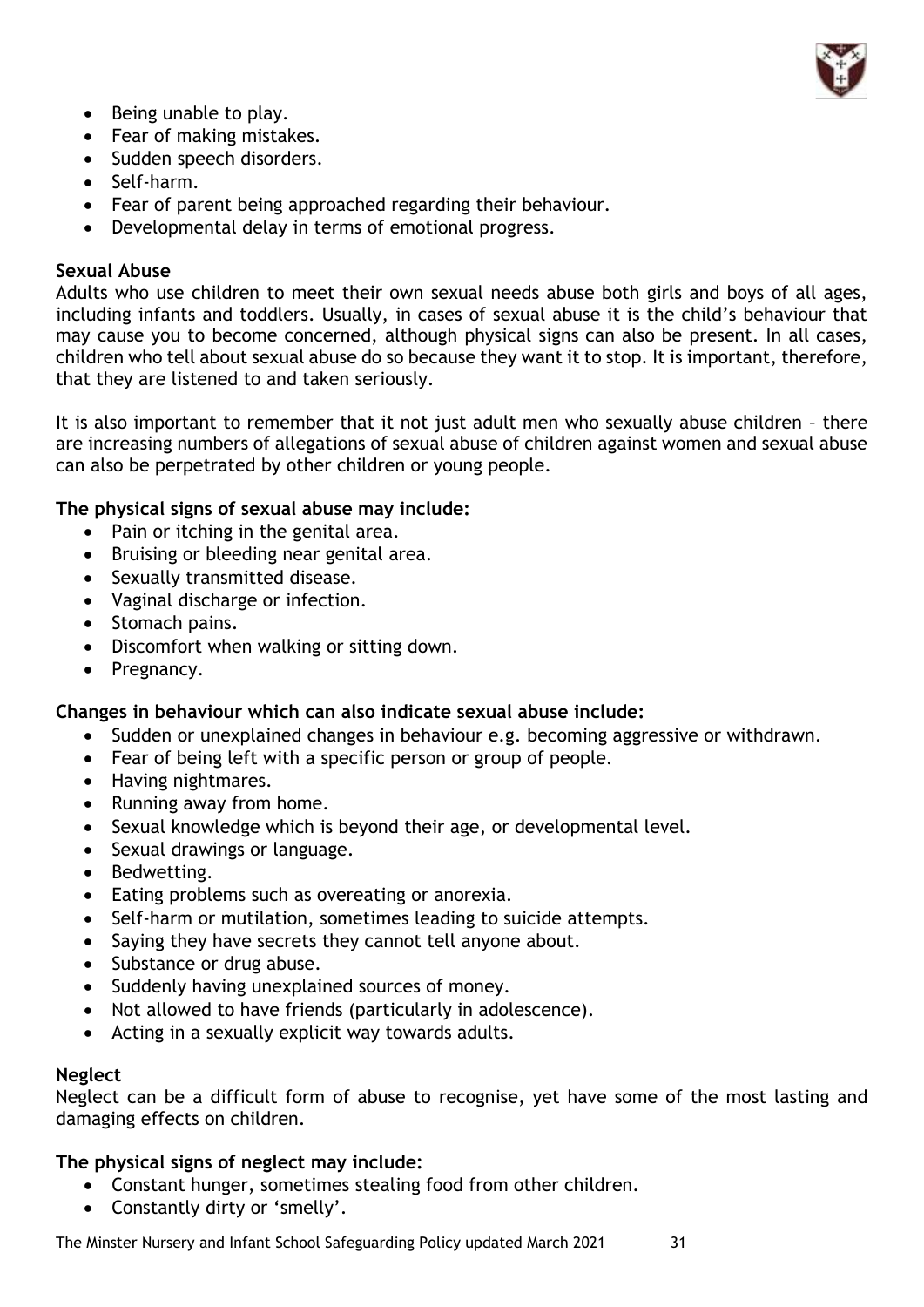- Being unable to play.
- Fear of making mistakes.
- Sudden speech disorders.
- Self-harm.
- Fear of parent being approached regarding their behaviour.
- Developmental delay in terms of emotional progress.

**Sexual Abuse**

Adults who use children to meet their own sexual needs abuse both girls and boys of all ages, including infants and toddlers. Usually, in cases of sexual abuse it is the child's behaviour that may cause you to become concerned, although physical signs can also be present. In all cases, children who tell about sexual abuse do so because they want it to stop. It is important, therefore, that they are listened to and taken seriously.

It is also important to remember that it not just adult men who sexually abuse children – there are increasing numbers of allegations of sexual abuse of children against women and sexual abuse can also be perpetrated by other children or young people.

**The physical signs of sexual abuse may include:**

- Pain or itching in the genital area.
- Bruising or bleeding near genital area.
- Sexually transmitted disease.
- Vaginal discharge or infection.
- Stomach pains.
- Discomfort when walking or sitting down.
- Pregnancy.

**Changes in behaviour which can also indicate sexual abuse include:**

- Sudden or unexplained changes in behaviour e.g. becoming aggressive or withdrawn.
- Fear of being left with a specific person or group of people.
- Having nightmares.
- Running away from home.
- Sexual knowledge which is beyond their age, or developmental level.
- Sexual drawings or language.
- Bedwetting.
- Eating problems such as overeating or anorexia.
- Self-harm or mutilation, sometimes leading to suicide attempts.
- Saying they have secrets they cannot tell anyone about.
- Substance or drug abuse.
- Suddenly having unexplained sources of money.
- Not allowed to have friends (particularly in adolescence).
- Acting in a sexually explicit way towards adults.

**Neglect**

Neglect can be a difficult form of abuse to recognise, yet have some of the most lasting and damaging effects on children.

**The physical signs of neglect may include:**

- Constant hunger, sometimes stealing food from other children.
- Constantly dirty or 'smelly'.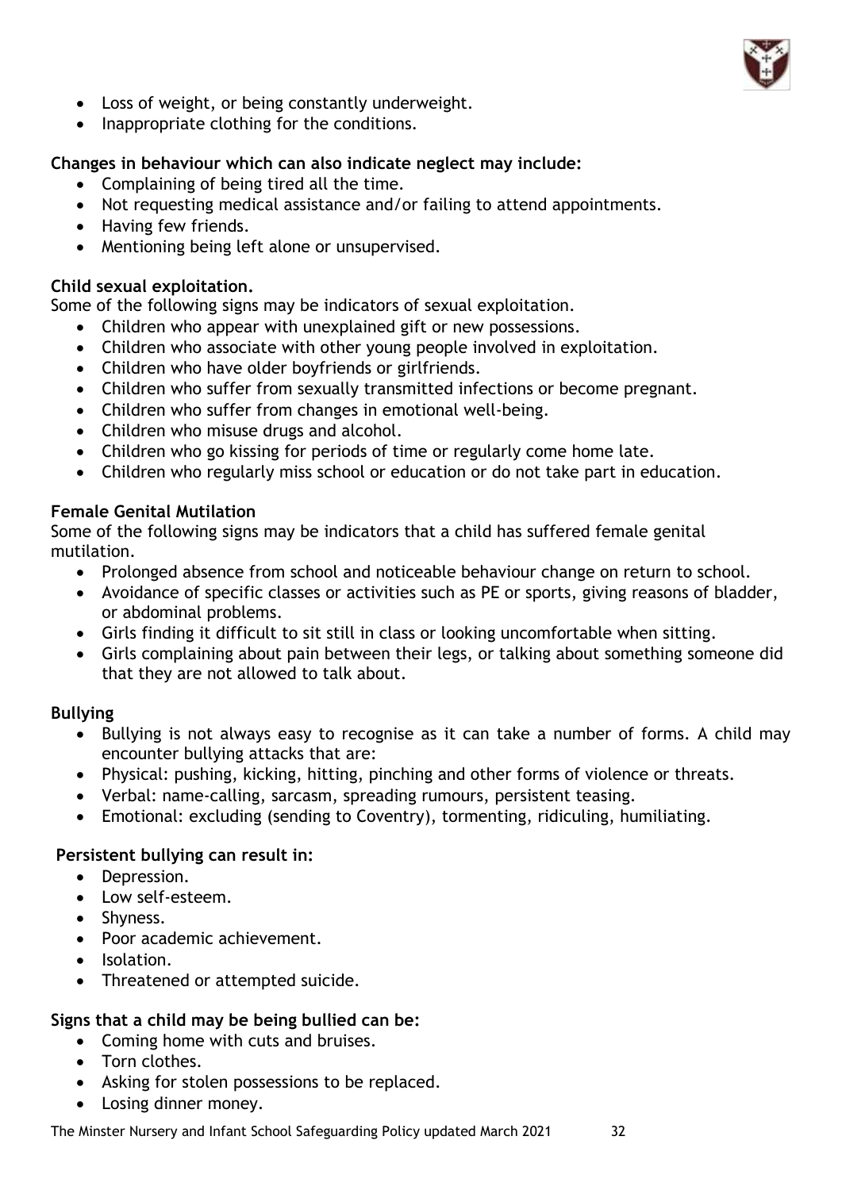- Loss of weight, or being constantly underweight.
- Inappropriate clothing for the conditions.

**Changes in behaviour which can also indicate neglect may include:**

- Complaining of being tired all the time.
- Not requesting medical assistance and/or failing to attend appointments.
- Having few friends.
- Mentioning being left alone or unsupervised.

**Child sexual exploitation.**

Some of the following signs may be indicators of sexual exploitation.

- Children who appear with unexplained gift or new possessions.
- Children who associate with other young people involved in exploitation.
- Children who have older boyfriends or girlfriends.
- Children who suffer from sexually transmitted infections or become pregnant.
- Children who suffer from changes in emotional well-being.
- Children who misuse drugs and alcohol.
- Children who go kissing for periods of time or regularly come home late.
- Children who regularly miss school or education or do not take part in education.

**Female Genital Mutilation**

Some of the following signs may be indicators that a child has suffered female genital mutilation.

- Prolonged absence from school and noticeable behaviour change on return to school.
- Avoidance of specific classes or activities such as PE or sports, giving reasons of bladder, or abdominal problems.
- Girls finding it difficult to sit still in class or looking uncomfortable when sitting.
- Girls complaining about pain between their legs, or talking about something someone did that they are not allowed to talk about.

**Bullying**

- Bullying is not always easy to recognise as it can take a number of forms. A child may encounter bullying attacks that are:
- Physical: pushing, kicking, hitting, pinching and other forms of violence or threats.
- Verbal: name-calling, sarcasm, spreading rumours, persistent teasing.
- Emotional: excluding (sending to Coventry), tormenting, ridiculing, humiliating.

**Persistent bullying can result in:**

- Depression.
- Low self-esteem.
- Shyness.
- Poor academic achievement.
- Isolation.
- Threatened or attempted suicide.

**Signs that a child may be being bullied can be:**

- Coming home with cuts and bruises.
- Torn clothes.
- Asking for stolen possessions to be replaced.
- Losing dinner money.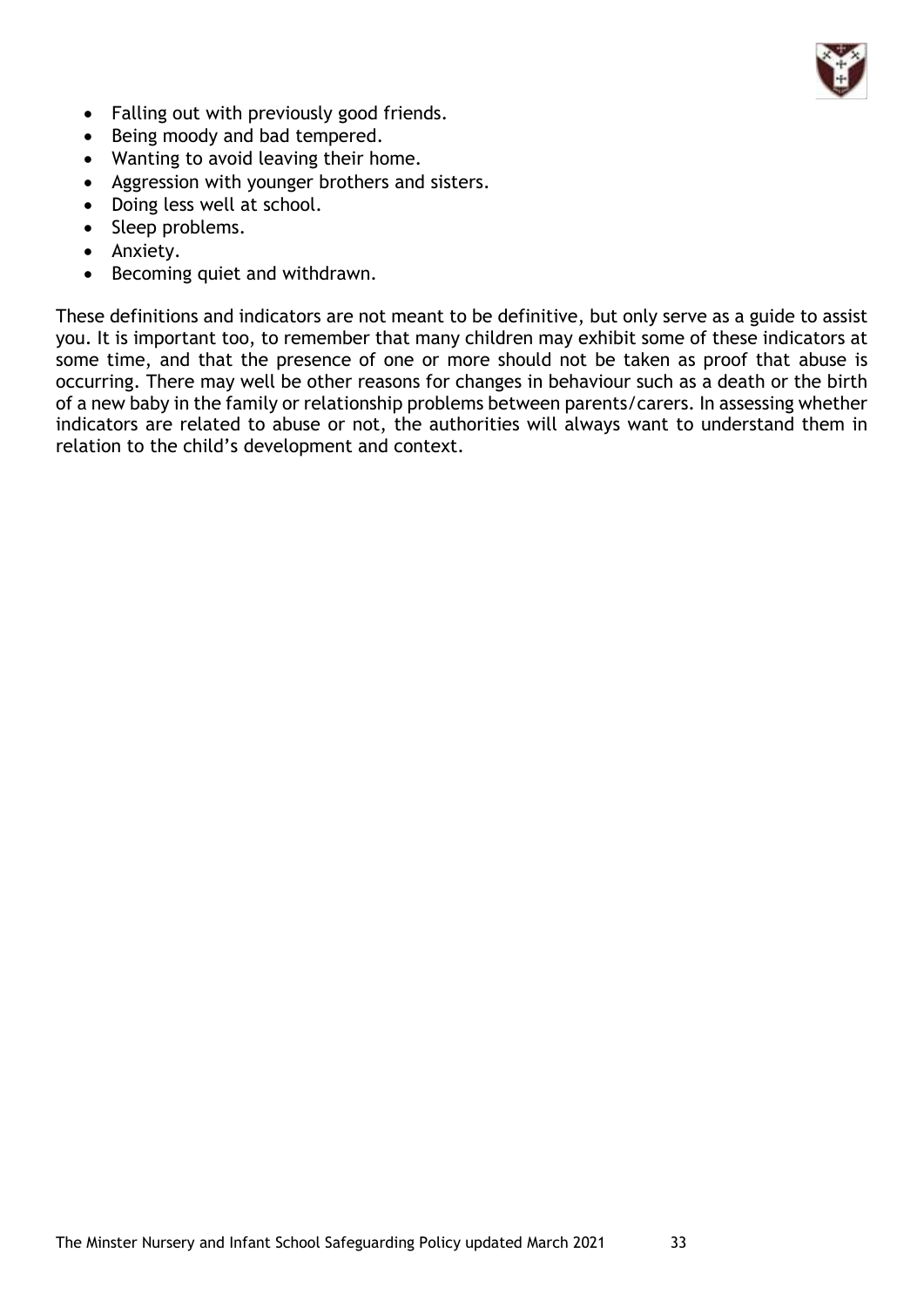- Falling out with previously good friends.
- Being moody and bad tempered.
- Wanting to avoid leaving their home.
- Aggression with younger brothers and sisters.
- Doing less well at school.
- Sleep problems.
- Anxiety.
- Becoming quiet and withdrawn.

These definitions and indicators are not meant to be definitive, but only serve as a guide to assist you. It is important too, to remember that many children may exhibit some of these indicators at some time, and that the presence of one or more should not be taken as proof that abuse is occurring. There may well be other reasons for changes in behaviour such as a death or the birth of a new baby in the family or relationship problems between parents/carers. In assessing whether indicators are related to abuse or not, the authorities will always want to understand them in relation to the child's development and context.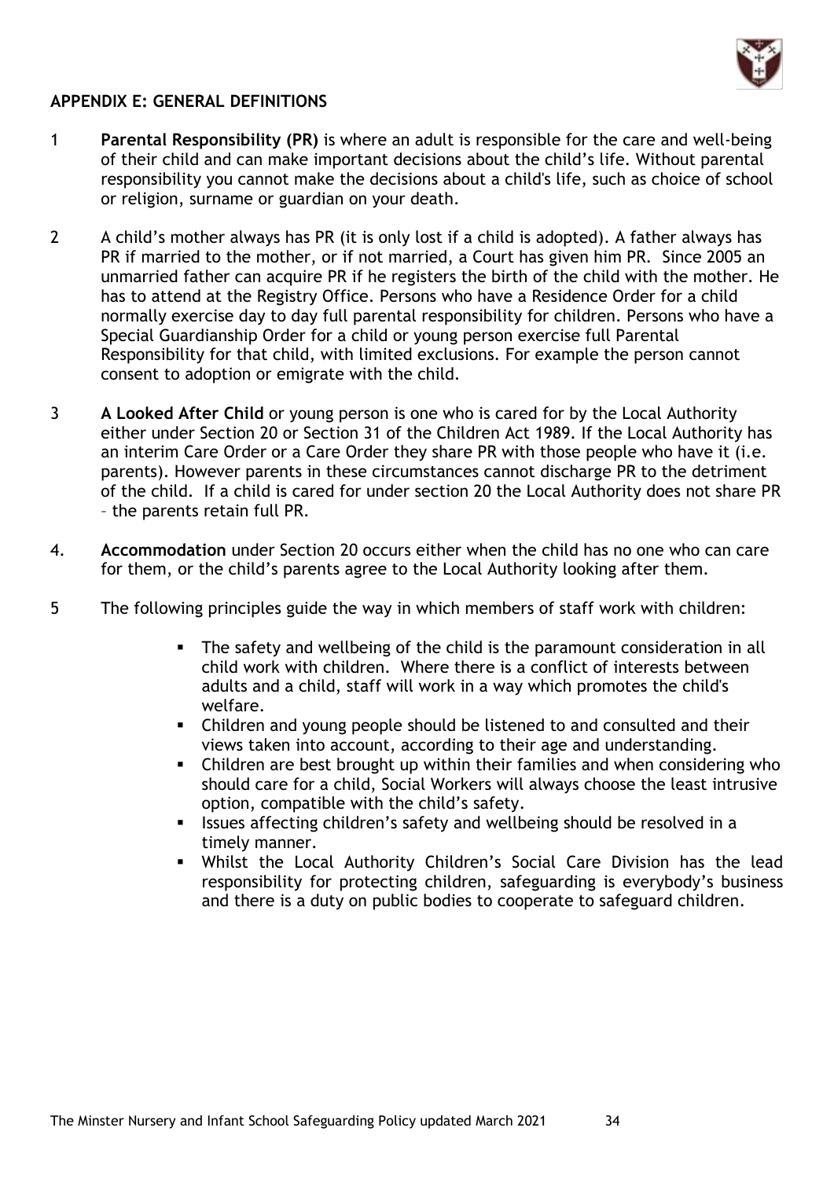## APPENDIX E: GENERAL DEFINITIONS

1 **Parental Responsibility (PR)** is where an adult is responsible for the care and well-being of their child and can make important decisions about the child's life. Without parental responsibility you cannot make the decisions about a child's life, such as choice of school or religion, surname or guardian on your death.

2 A child's mother always has PR (it is only lost if a child is adopted). A father always has PR if married to the mother, or if not married, a Court has given him PR. Since 2005 an unmarried father can acquire PR if he registers the birth of the child with the mother. He has to attend at the Registry Office. Persons who have a Residence Order for a child normally exercise day to day full parental responsibility for children. Persons who have a Special Guardianship Order for a child or young person exercise full Parental Responsibility for that child, with limited exclusions. For example the person cannot consent to adoption or emigrate with the child.

3 **A Looked After Child** or young person is one who is cared for by the Local Authority either under Section 20 or Section 31 of the Children Act 1989. If the Local Authority has an interim Care Order or a Care Order they share PR with those people who have it (i.e. parents). However parents in these circumstances cannot discharge PR to the detriment of the child. If a child is cared for under section 20 the Local Authority does not share PR – the parents retain full PR.

4. **Accommodation** under Section 20 occurs either when the child has no one who can care for them, or the child's parents agree to the Local Authority looking after them.

5 The following principles guide the way in which members of staff work with children:

- The safety and wellbeing of the child is the paramount consideration in all child work with children. Where there is a conflict of interests between adults and a child, staff will work in a way which promotes the child's welfare.
- Children and young people should be listened to and consulted and their views taken into account, according to their age and understanding.
- Children are best brought up within their families and when considering who should care for a child, Social Workers will always choose the least intrusive option, compatible with the child's safety.
- Issues affecting children's safety and wellbeing should be resolved in a timely manner.
- Whilst the Local Authority Children's Social Care Division has the lead responsibility for protecting children, safeguarding is everybody's business and there is a duty on public bodies to cooperate to safeguard children.